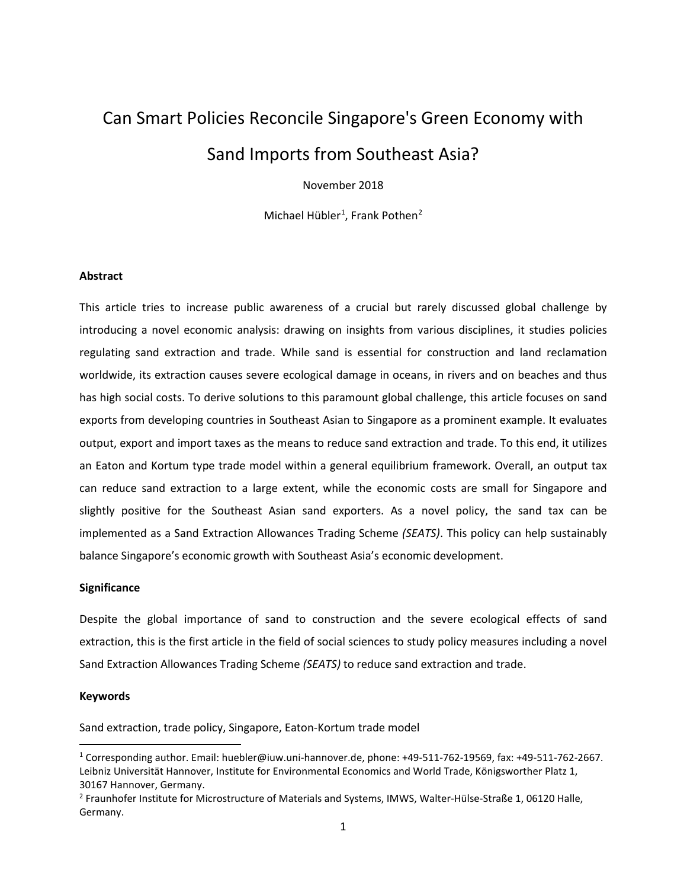# Can Smart Policies Reconcile Singapore's Green Economy with Sand Imports from Southeast Asia?

November 2018

Michael Hübler[1], Frank Pothen[2]

**Abstract**

This article tries to increase public awareness of a crucial but rarely discussed global challenge by introducing a novel economic analysis: drawing on insights from various disciplines, it studies policies regulating sand extraction and trade. While sand is essential for construction and land reclamation worldwide, its extraction causes severe ecological damage in oceans, in rivers and on beaches and thus has high social costs. To derive solutions to this paramount global challenge, this article focuses on sand exports from developing countries in Southeast Asian to Singapore as a prominent example. It evaluates output, export and import taxes as the means to reduce sand extraction and trade. To this end, it utilizes an Eaton and Kortum type trade model within a general equilibrium framework. Overall, an output tax can reduce sand extraction to a large extent, while the economic costs are small for Singapore and slightly positive for the Southeast Asian sand exporters. As a novel policy, the sand tax can be implemented as a Sand Extraction Allowances Trading Scheme *(SEATS)*. This policy can help sustainably balance Singapore's economic growth with Southeast Asia's economic development.

**Significance**

Despite the global importance of sand to construction and the severe ecological effects of sand extraction, this is the first article in the field of social sciences to study policy measures including a novel Sand Extraction Allowances Trading Scheme *(SEATS)* to reduce sand extraction and trade.

**Keywords**

Sand extraction, trade policy, Singapore, Eaton-Kortum trade model

---

[1] Corresponding author. Email: huebler@iuw.uni-hannover.de, phone: +49-511-762-19569, fax: +49-511-762-2667. Leibniz Universität Hannover, Institute for Environmental Economics and World Trade, Königsworther Platz 1, 30167 Hannover, Germany.

[2] Fraunhofer Institute for Microstructure of Materials and Systems, IMWS, Walter-Hülse-Straße 1, 06120 Halle, Germany.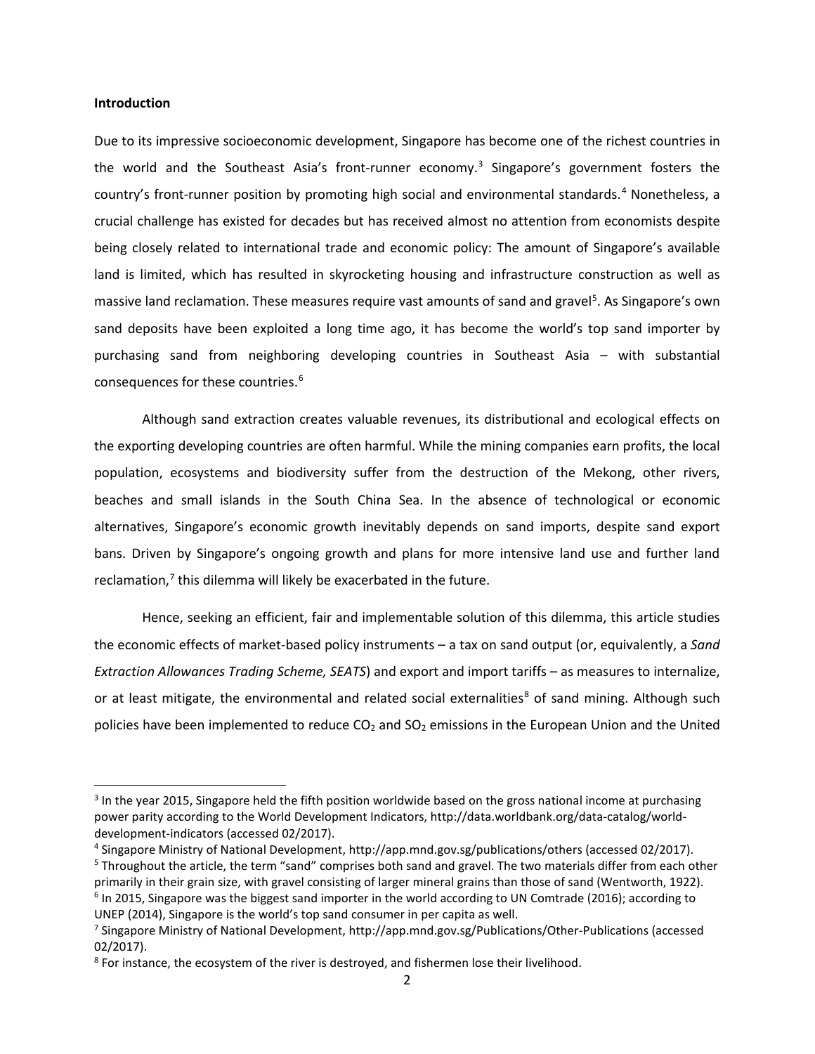**Introduction**

Due to its impressive socioeconomic development, Singapore has become one of the richest countries in the world and the Southeast Asia's front-runner economy.[3] Singapore's government fosters the country's front-runner position by promoting high social and environmental standards.[4] Nonetheless, a crucial challenge has existed for decades but has received almost no attention from economists despite being closely related to international trade and economic policy: The amount of Singapore's available land is limited, which has resulted in skyrocketing housing and infrastructure construction as well as massive land reclamation. These measures require vast amounts of sand and gravel[5]. As Singapore's own sand deposits have been exploited a long time ago, it has become the world's top sand importer by purchasing sand from neighboring developing countries in Southeast Asia – with substantial consequences for these countries.[6]

Although sand extraction creates valuable revenues, its distributional and ecological effects on the exporting developing countries are often harmful. While the mining companies earn profits, the local population, ecosystems and biodiversity suffer from the destruction of the Mekong, other rivers, beaches and small islands in the South China Sea. In the absence of technological or economic alternatives, Singapore's economic growth inevitably depends on sand imports, despite sand export bans. Driven by Singapore's ongoing growth and plans for more intensive land use and further land reclamation,[7] this dilemma will likely be exacerbated in the future.

Hence, seeking an efficient, fair and implementable solution of this dilemma, this article studies the economic effects of market-based policy instruments – a tax on sand output (or, equivalently, a *Sand Extraction Allowances Trading Scheme, SEATS*) and export and import tariffs – as measures to internalize, or at least mitigate, the environmental and related social externalities[8] of sand mining. Although such policies have been implemented to reduce $CO_2$ and $SO_2$ emissions in the European Union and the United

---

[3] In the year 2015, Singapore held the fifth position worldwide based on the gross national income at purchasing power parity according to the World Development Indicators, http://data.worldbank.org/data-catalog/world-development-indicators (accessed 02/2017).

[4] Singapore Ministry of National Development, http://app.mnd.gov.sg/publications/others (accessed 02/2017).

[5] Throughout the article, the term "sand" comprises both sand and gravel. The two materials differ from each other primarily in their grain size, with gravel consisting of larger mineral grains than those of sand (Wentworth, 1922).

[6] In 2015, Singapore was the biggest sand importer in the world according to UN Comtrade (2016); according to UNEP (2014), Singapore is the world's top sand consumer in per capita as well.

[7] Singapore Ministry of National Development, http://app.mnd.gov.sg/Publications/Other-Publications (accessed 02/2017).

[8] For instance, the ecosystem of the river is destroyed, and fishermen lose their livelihood.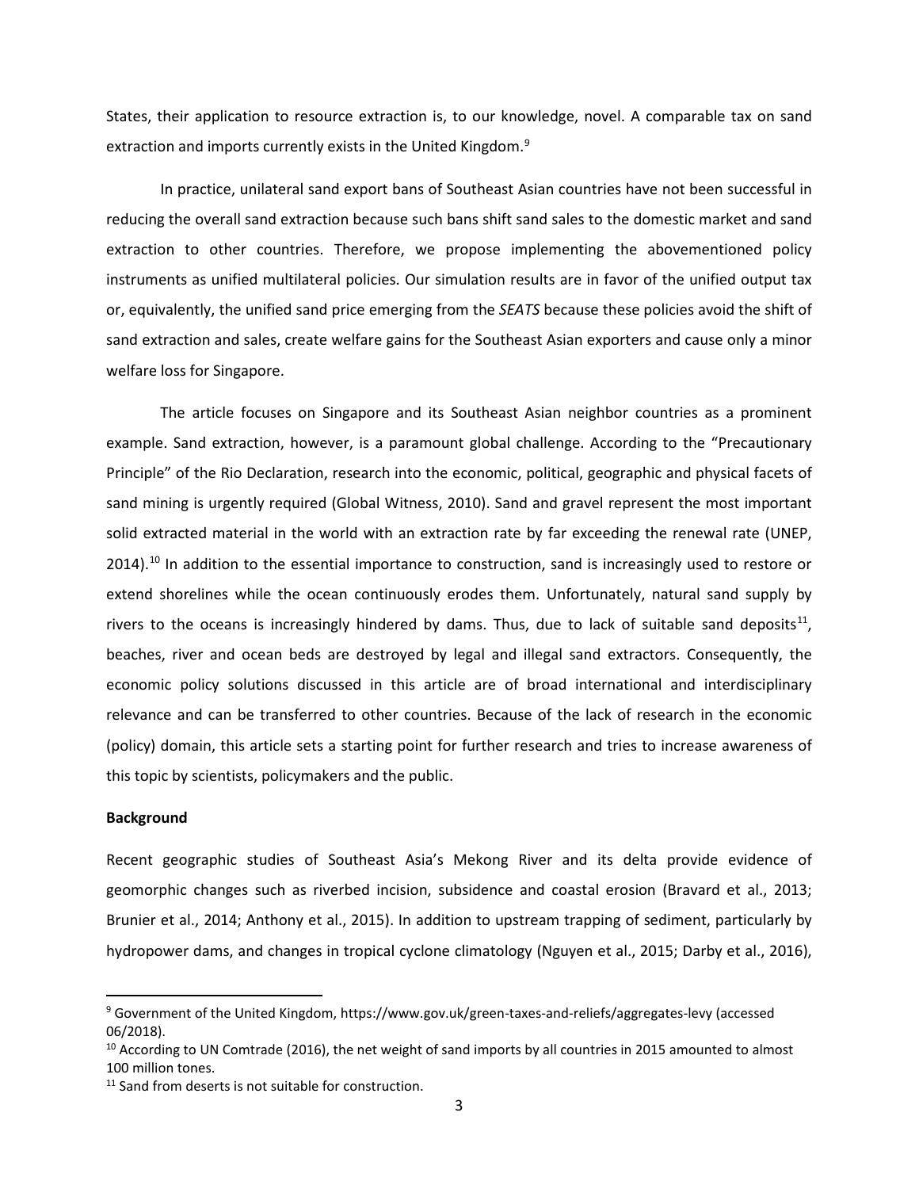States, their application to resource extraction is, to our knowledge, novel. A comparable tax on sand extraction and imports currently exists in the United Kingdom.[9]

In practice, unilateral sand export bans of Southeast Asian countries have not been successful in reducing the overall sand extraction because such bans shift sand sales to the domestic market and sand extraction to other countries. Therefore, we propose implementing the abovementioned policy instruments as unified multilateral policies. Our simulation results are in favor of the unified output tax or, equivalently, the unified sand price emerging from the *SEATS* because these policies avoid the shift of sand extraction and sales, create welfare gains for the Southeast Asian exporters and cause only a minor welfare loss for Singapore.

The article focuses on Singapore and its Southeast Asian neighbor countries as a prominent example. Sand extraction, however, is a paramount global challenge. According to the "Precautionary Principle" of the Rio Declaration, research into the economic, political, geographic and physical facets of sand mining is urgently required (Global Witness, 2010). Sand and gravel represent the most important solid extracted material in the world with an extraction rate by far exceeding the renewal rate (UNEP, 2014).[10] In addition to the essential importance to construction, sand is increasingly used to restore or extend shorelines while the ocean continuously erodes them. Unfortunately, natural sand supply by rivers to the oceans is increasingly hindered by dams. Thus, due to lack of suitable sand deposits[11], beaches, river and ocean beds are destroyed by legal and illegal sand extractors. Consequently, the economic policy solutions discussed in this article are of broad international and interdisciplinary relevance and can be transferred to other countries. Because of the lack of research in the economic (policy) domain, this article sets a starting point for further research and tries to increase awareness of this topic by scientists, policymakers and the public.

**Background**

Recent geographic studies of Southeast Asia's Mekong River and its delta provide evidence of geomorphic changes such as riverbed incision, subsidence and coastal erosion (Bravard et al., 2013; Brunier et al., 2014; Anthony et al., 2015). In addition to upstream trapping of sediment, particularly by hydropower dams, and changes in tropical cyclone climatology (Nguyen et al., 2015; Darby et al., 2016),

---

[9] Government of the United Kingdom, https://www.gov.uk/green-taxes-and-reliefs/aggregates-levy (accessed 06/2018).

[10] According to UN Comtrade (2016), the net weight of sand imports by all countries in 2015 amounted to almost 100 million tones.

[11] Sand from deserts is not suitable for construction.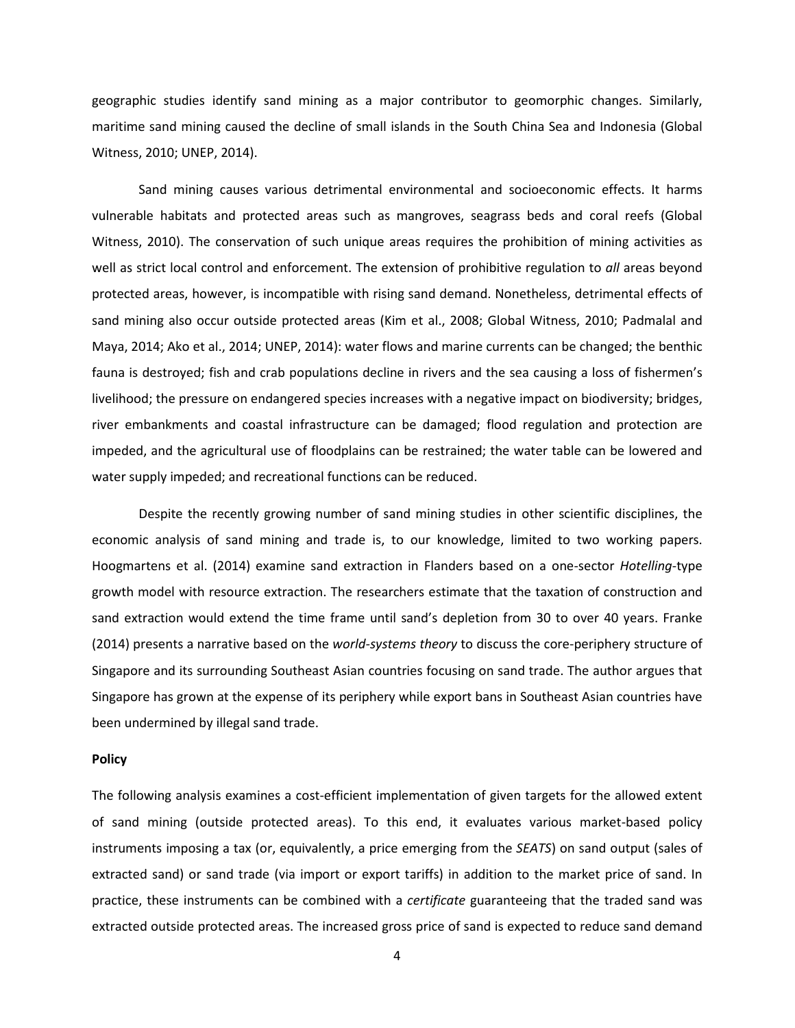geographic studies identify sand mining as a major contributor to geomorphic changes. Similarly, maritime sand mining caused the decline of small islands in the South China Sea and Indonesia (Global Witness, 2010; UNEP, 2014).

Sand mining causes various detrimental environmental and socioeconomic effects. It harms vulnerable habitats and protected areas such as mangroves, seagrass beds and coral reefs (Global Witness, 2010). The conservation of such unique areas requires the prohibition of mining activities as well as strict local control and enforcement. The extension of prohibitive regulation to *all* areas beyond protected areas, however, is incompatible with rising sand demand. Nonetheless, detrimental effects of sand mining also occur outside protected areas (Kim et al., 2008; Global Witness, 2010; Padmalal and Maya, 2014; Ako et al., 2014; UNEP, 2014): water flows and marine currents can be changed; the benthic fauna is destroyed; fish and crab populations decline in rivers and the sea causing a loss of fishermen's livelihood; the pressure on endangered species increases with a negative impact on biodiversity; bridges, river embankments and coastal infrastructure can be damaged; flood regulation and protection are impeded, and the agricultural use of floodplains can be restrained; the water table can be lowered and water supply impeded; and recreational functions can be reduced.

Despite the recently growing number of sand mining studies in other scientific disciplines, the economic analysis of sand mining and trade is, to our knowledge, limited to two working papers. Hoogmartens et al. (2014) examine sand extraction in Flanders based on a one-sector *Hotelling*-type growth model with resource extraction. The researchers estimate that the taxation of construction and sand extraction would extend the time frame until sand's depletion from 30 to over 40 years. Franke (2014) presents a narrative based on the *world-systems theory* to discuss the core-periphery structure of Singapore and its surrounding Southeast Asian countries focusing on sand trade. The author argues that Singapore has grown at the expense of its periphery while export bans in Southeast Asian countries have been undermined by illegal sand trade.

**Policy**

The following analysis examines a cost-efficient implementation of given targets for the allowed extent of sand mining (outside protected areas). To this end, it evaluates various market-based policy instruments imposing a tax (or, equivalently, a price emerging from the *SEATS*) on sand output (sales of extracted sand) or sand trade (via import or export tariffs) in addition to the market price of sand. In practice, these instruments can be combined with a *certificate* guaranteeing that the traded sand was extracted outside protected areas. The increased gross price of sand is expected to reduce sand demand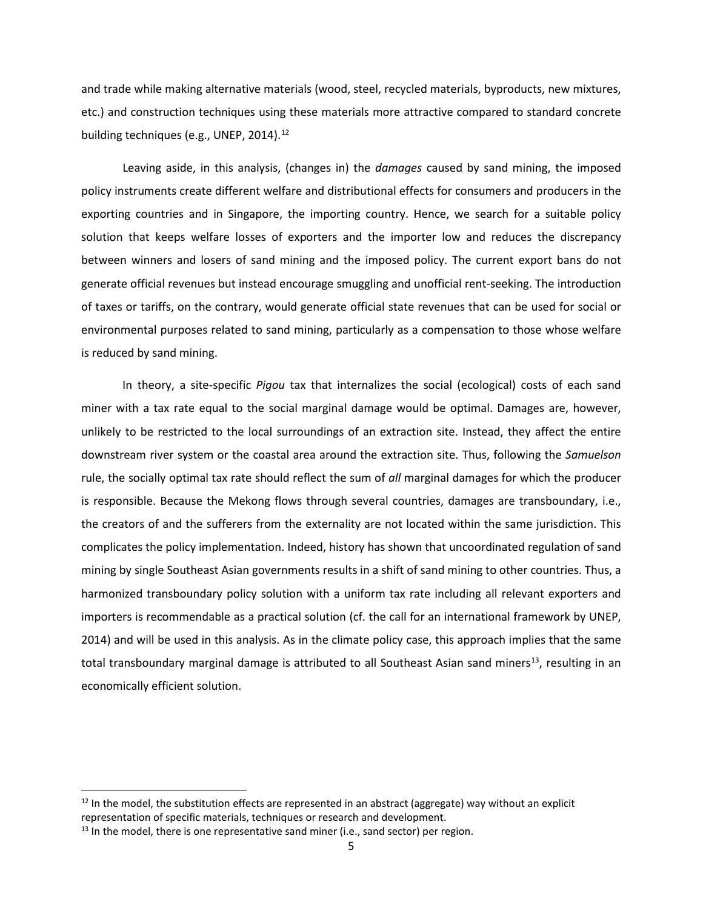and trade while making alternative materials (wood, steel, recycled materials, byproducts, new mixtures, etc.) and construction techniques using these materials more attractive compared to standard concrete building techniques (e.g., UNEP, 2014).[12]

Leaving aside, in this analysis, (changes in) the *damages* caused by sand mining, the imposed policy instruments create different welfare and distributional effects for consumers and producers in the exporting countries and in Singapore, the importing country. Hence, we search for a suitable policy solution that keeps welfare losses of exporters and the importer low and reduces the discrepancy between winners and losers of sand mining and the imposed policy. The current export bans do not generate official revenues but instead encourage smuggling and unofficial rent-seeking. The introduction of taxes or tariffs, on the contrary, would generate official state revenues that can be used for social or environmental purposes related to sand mining, particularly as a compensation to those whose welfare is reduced by sand mining.

In theory, a site-specific *Pigou* tax that internalizes the social (ecological) costs of each sand miner with a tax rate equal to the social marginal damage would be optimal. Damages are, however, unlikely to be restricted to the local surroundings of an extraction site. Instead, they affect the entire downstream river system or the coastal area around the extraction site. Thus, following the *Samuelson* rule, the socially optimal tax rate should reflect the sum of *all* marginal damages for which the producer is responsible. Because the Mekong flows through several countries, damages are transboundary, i.e., the creators of and the sufferers from the externality are not located within the same jurisdiction. This complicates the policy implementation. Indeed, history has shown that uncoordinated regulation of sand mining by single Southeast Asian governments results in a shift of sand mining to other countries. Thus, a harmonized transboundary policy solution with a uniform tax rate including all relevant exporters and importers is recommendable as a practical solution (cf. the call for an international framework by UNEP, 2014) and will be used in this analysis. As in the climate policy case, this approach implies that the same total transboundary marginal damage is attributed to all Southeast Asian sand miners[13], resulting in an economically efficient solution.

---

[12] In the model, the substitution effects are represented in an abstract (aggregate) way without an explicit representation of specific materials, techniques or research and development.

[13] In the model, there is one representative sand miner (i.e., sand sector) per region.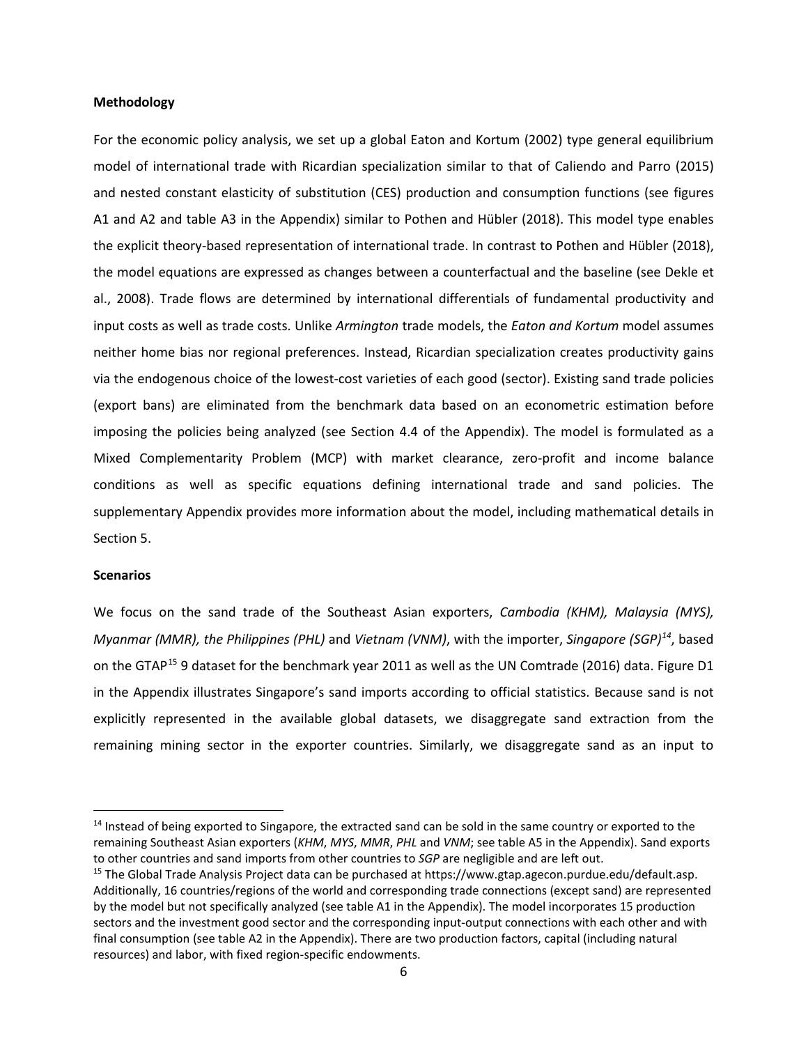**Methodology**

For the economic policy analysis, we set up a global Eaton and Kortum (2002) type general equilibrium model of international trade with Ricardian specialization similar to that of Caliendo and Parro (2015) and nested constant elasticity of substitution (CES) production and consumption functions (see figures A1 and A2 and table A3 in the Appendix) similar to Pothen and Hübler (2018). This model type enables the explicit theory-based representation of international trade. In contrast to Pothen and Hübler (2018), the model equations are expressed as changes between a counterfactual and the baseline (see Dekle et al., 2008). Trade flows are determined by international differentials of fundamental productivity and input costs as well as trade costs. Unlike *Armington* trade models, the *Eaton and Kortum* model assumes neither home bias nor regional preferences. Instead, Ricardian specialization creates productivity gains via the endogenous choice of the lowest-cost varieties of each good (sector). Existing sand trade policies (export bans) are eliminated from the benchmark data based on an econometric estimation before imposing the policies being analyzed (see Section 4.4 of the Appendix). The model is formulated as a Mixed Complementarity Problem (MCP) with market clearance, zero-profit and income balance conditions as well as specific equations defining international trade and sand policies. The supplementary Appendix provides more information about the model, including mathematical details in Section 5.

**Scenarios**

We focus on the sand trade of the Southeast Asian exporters, *Cambodia (KHM), Malaysia (MYS), Myanmar (MMR), the Philippines (PHL)* and *Vietnam (VNM)*, with the importer, *Singapore (SGP)*[14], based on the GTAP[15] 9 dataset for the benchmark year 2011 as well as the UN Comtrade (2016) data. Figure D1 in the Appendix illustrates Singapore's sand imports according to official statistics. Because sand is not explicitly represented in the available global datasets, we disaggregate sand extraction from the remaining mining sector in the exporter countries. Similarly, we disaggregate sand as an input to

[14] Instead of being exported to Singapore, the extracted sand can be sold in the same country or exported to the remaining Southeast Asian exporters (*KHM*, *MYS*, *MMR*, *PHL* and *VNM*; see table A5 in the Appendix). Sand exports to other countries and sand imports from other countries to *SGP* are negligible and are left out.

[15] The Global Trade Analysis Project data can be purchased at https://www.gtap.agecon.purdue.edu/default.asp. Additionally, 16 countries/regions of the world and corresponding trade connections (except sand) are represented by the model but not specifically analyzed (see table A1 in the Appendix). The model incorporates 15 production sectors and the investment good sector and the corresponding input-output connections with each other and with final consumption (see table A2 in the Appendix). There are two production factors, capital (including natural resources) and labor, with fixed region-specific endowments.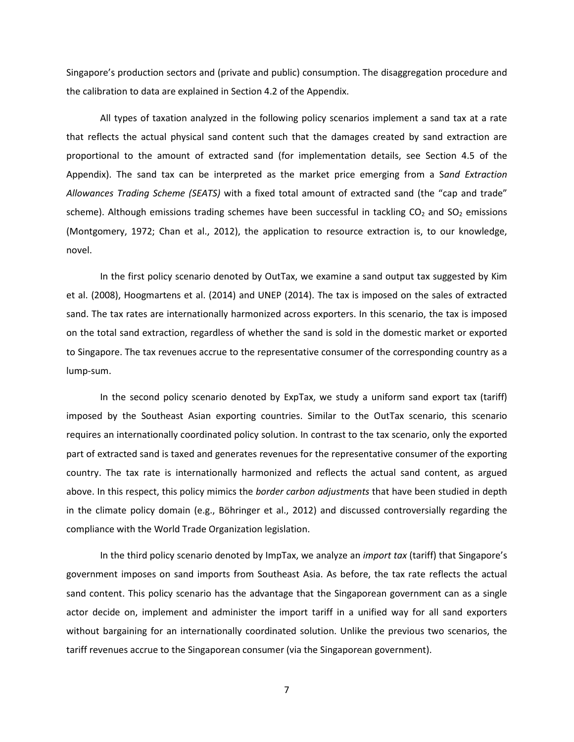Singapore's production sectors and (private and public) consumption. The disaggregation procedure and the calibration to data are explained in Section 4.2 of the Appendix.

All types of taxation analyzed in the following policy scenarios implement a sand tax at a rate that reflects the actual physical sand content such that the damages created by sand extraction are proportional to the amount of extracted sand (for implementation details, see Section 4.5 of the Appendix). The sand tax can be interpreted as the market price emerging from a S*and Extraction Allowances Trading Scheme (SEATS)* with a fixed total amount of extracted sand (the "cap and trade" scheme). Although emissions trading schemes have been successful in tackling $CO_2$ and $SO_2$ emissions (Montgomery, 1972; Chan et al., 2012), the application to resource extraction is, to our knowledge, novel.

In the first policy scenario denoted by OutTax, we examine a sand output tax suggested by Kim et al. (2008), Hoogmartens et al. (2014) and UNEP (2014). The tax is imposed on the sales of extracted sand. The tax rates are internationally harmonized across exporters. In this scenario, the tax is imposed on the total sand extraction, regardless of whether the sand is sold in the domestic market or exported to Singapore. The tax revenues accrue to the representative consumer of the corresponding country as a lump-sum.

In the second policy scenario denoted by ExpTax, we study a uniform sand export tax (tariff) imposed by the Southeast Asian exporting countries. Similar to the OutTax scenario, this scenario requires an internationally coordinated policy solution. In contrast to the tax scenario, only the exported part of extracted sand is taxed and generates revenues for the representative consumer of the exporting country. The tax rate is internationally harmonized and reflects the actual sand content, as argued above. In this respect, this policy mimics the *border carbon adjustments* that have been studied in depth in the climate policy domain (e.g., Böhringer et al., 2012) and discussed controversially regarding the compliance with the World Trade Organization legislation.

In the third policy scenario denoted by ImpTax, we analyze an *import tax* (tariff) that Singapore's government imposes on sand imports from Southeast Asia. As before, the tax rate reflects the actual sand content. This policy scenario has the advantage that the Singaporean government can as a single actor decide on, implement and administer the import tariff in a unified way for all sand exporters without bargaining for an internationally coordinated solution. Unlike the previous two scenarios, the tariff revenues accrue to the Singaporean consumer (via the Singaporean government).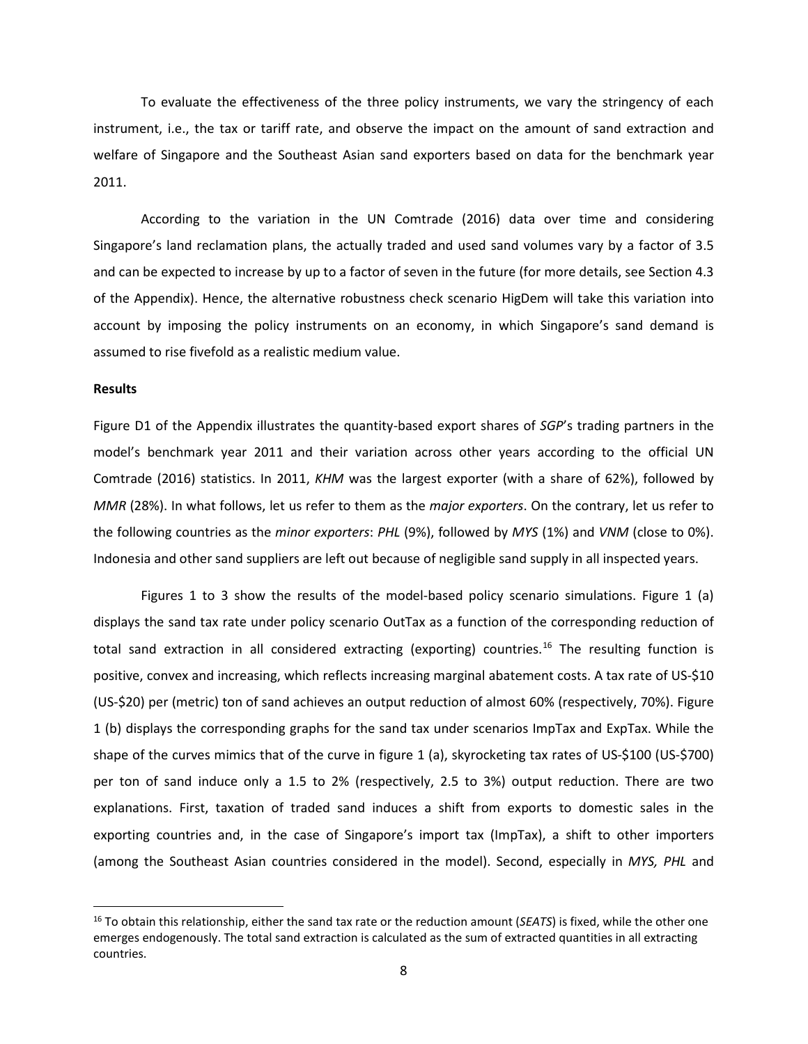To evaluate the effectiveness of the three policy instruments, we vary the stringency of each instrument, i.e., the tax or tariff rate, and observe the impact on the amount of sand extraction and welfare of Singapore and the Southeast Asian sand exporters based on data for the benchmark year 2011.

According to the variation in the UN Comtrade (2016) data over time and considering Singapore's land reclamation plans, the actually traded and used sand volumes vary by a factor of 3.5 and can be expected to increase by up to a factor of seven in the future (for more details, see Section 4.3 of the Appendix). Hence, the alternative robustness check scenario HigDem will take this variation into account by imposing the policy instruments on an economy, in which Singapore's sand demand is assumed to rise fivefold as a realistic medium value.

**Results**

Figure D1 of the Appendix illustrates the quantity-based export shares of *SGP*'s trading partners in the model's benchmark year 2011 and their variation across other years according to the official UN Comtrade (2016) statistics. In 2011, *KHM* was the largest exporter (with a share of 62%), followed by *MMR* (28%). In what follows, let us refer to them as the *major exporters*. On the contrary, let us refer to the following countries as the *minor exporters*: *PHL* (9%), followed by *MYS* (1%) and *VNM* (close to 0%). Indonesia and other sand suppliers are left out because of negligible sand supply in all inspected years.

Figures 1 to 3 show the results of the model-based policy scenario simulations. Figure 1 (a) displays the sand tax rate under policy scenario OutTax as a function of the corresponding reduction of total sand extraction in all considered extracting (exporting) countries.[16] The resulting function is positive, convex and increasing, which reflects increasing marginal abatement costs. A tax rate of US-$10 (US-$20) per (metric) ton of sand achieves an output reduction of almost 60% (respectively, 70%). Figure 1 (b) displays the corresponding graphs for the sand tax under scenarios ImpTax and ExpTax. While the shape of the curves mimics that of the curve in figure 1 (a), skyrocketing tax rates of US-$100 (US-$700) per ton of sand induce only a 1.5 to 2% (respectively, 2.5 to 3%) output reduction. There are two explanations. First, taxation of traded sand induces a shift from exports to domestic sales in the exporting countries and, in the case of Singapore's import tax (ImpTax), a shift to other importers (among the Southeast Asian countries considered in the model). Second, especially in *MYS, PHL* and

[16] To obtain this relationship, either the sand tax rate or the reduction amount (*SEATS*) is fixed, while the other one emerges endogenously. The total sand extraction is calculated as the sum of extracted quantities in all extracting countries.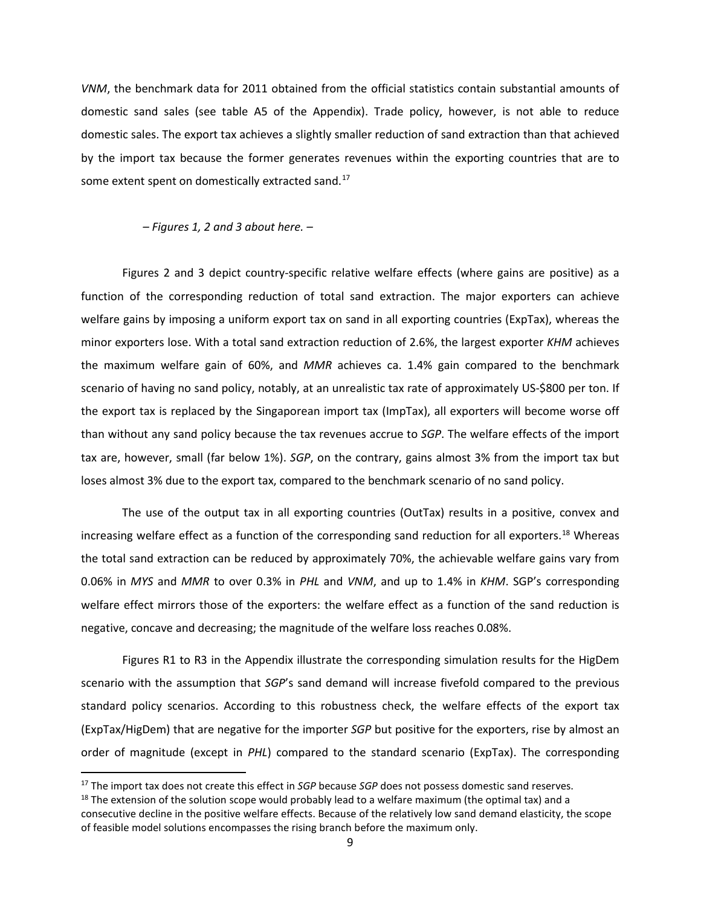*VNM*, the benchmark data for 2011 obtained from the official statistics contain substantial amounts of domestic sand sales (see table A5 of the Appendix). Trade policy, however, is not able to reduce domestic sales. The export tax achieves a slightly smaller reduction of sand extraction than that achieved by the import tax because the former generates revenues within the exporting countries that are to some extent spent on domestically extracted sand.[17]

*– Figures 1, 2 and 3 about here. –*

Figures 2 and 3 depict country-specific relative welfare effects (where gains are positive) as a function of the corresponding reduction of total sand extraction. The major exporters can achieve welfare gains by imposing a uniform export tax on sand in all exporting countries (ExpTax), whereas the minor exporters lose. With a total sand extraction reduction of 2.6%, the largest exporter *KHM* achieves the maximum welfare gain of 60%, and *MMR* achieves ca. 1.4% gain compared to the benchmark scenario of having no sand policy, notably, at an unrealistic tax rate of approximately US-$800 per ton. If the export tax is replaced by the Singaporean import tax (ImpTax), all exporters will become worse off than without any sand policy because the tax revenues accrue to *SGP*. The welfare effects of the import tax are, however, small (far below 1%). *SGP*, on the contrary, gains almost 3% from the import tax but loses almost 3% due to the export tax, compared to the benchmark scenario of no sand policy.

The use of the output tax in all exporting countries (OutTax) results in a positive, convex and increasing welfare effect as a function of the corresponding sand reduction for all exporters.[18] Whereas the total sand extraction can be reduced by approximately 70%, the achievable welfare gains vary from 0.06% in *MYS* and *MMR* to over 0.3% in *PHL* and *VNM*, and up to 1.4% in *KHM*. SGP's corresponding welfare effect mirrors those of the exporters: the welfare effect as a function of the sand reduction is negative, concave and decreasing; the magnitude of the welfare loss reaches 0.08%.

Figures R1 to R3 in the Appendix illustrate the corresponding simulation results for the HigDem scenario with the assumption that *SGP*'s sand demand will increase fivefold compared to the previous standard policy scenarios. According to this robustness check, the welfare effects of the export tax (ExpTax/HigDem) that are negative for the importer *SGP* but positive for the exporters, rise by almost an order of magnitude (except in *PHL*) compared to the standard scenario (ExpTax). The corresponding

[17] The import tax does not create this effect in *SGP* because *SGP* does not possess domestic sand reserves.

[18] The extension of the solution scope would probably lead to a welfare maximum (the optimal tax) and a consecutive decline in the positive welfare effects. Because of the relatively low sand demand elasticity, the scope of feasible model solutions encompasses the rising branch before the maximum only.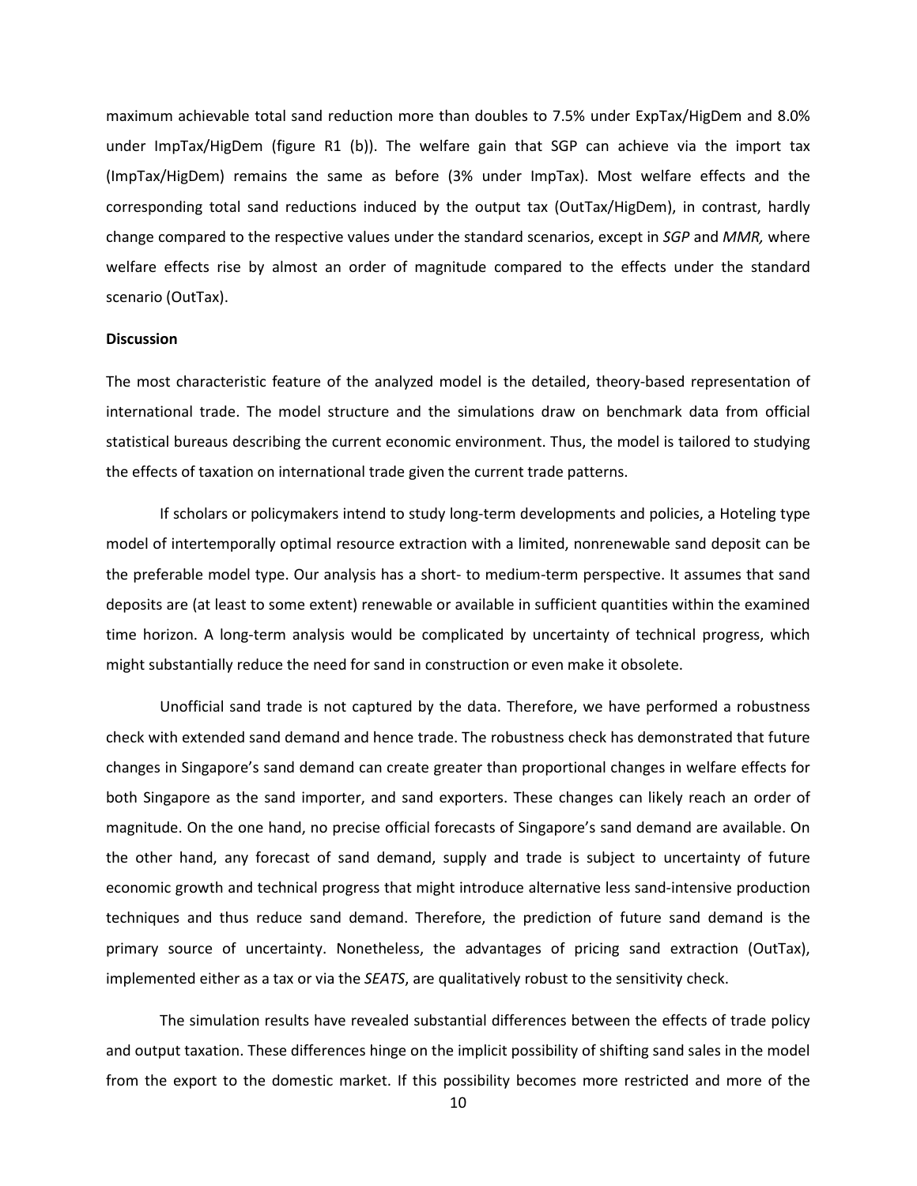maximum achievable total sand reduction more than doubles to 7.5% under ExpTax/HigDem and 8.0% under ImpTax/HigDem (figure R1 (b)). The welfare gain that SGP can achieve via the import tax (ImpTax/HigDem) remains the same as before (3% under ImpTax). Most welfare effects and the corresponding total sand reductions induced by the output tax (OutTax/HigDem), in contrast, hardly change compared to the respective values under the standard scenarios, except in *SGP* and *MMR,* where welfare effects rise by almost an order of magnitude compared to the effects under the standard scenario (OutTax).

**Discussion**

The most characteristic feature of the analyzed model is the detailed, theory-based representation of international trade. The model structure and the simulations draw on benchmark data from official statistical bureaus describing the current economic environment. Thus, the model is tailored to studying the effects of taxation on international trade given the current trade patterns.

If scholars or policymakers intend to study long-term developments and policies, a Hoteling type model of intertemporally optimal resource extraction with a limited, nonrenewable sand deposit can be the preferable model type. Our analysis has a short- to medium-term perspective. It assumes that sand deposits are (at least to some extent) renewable or available in sufficient quantities within the examined time horizon. A long-term analysis would be complicated by uncertainty of technical progress, which might substantially reduce the need for sand in construction or even make it obsolete.

Unofficial sand trade is not captured by the data. Therefore, we have performed a robustness check with extended sand demand and hence trade. The robustness check has demonstrated that future changes in Singapore's sand demand can create greater than proportional changes in welfare effects for both Singapore as the sand importer, and sand exporters. These changes can likely reach an order of magnitude. On the one hand, no precise official forecasts of Singapore's sand demand are available. On the other hand, any forecast of sand demand, supply and trade is subject to uncertainty of future economic growth and technical progress that might introduce alternative less sand-intensive production techniques and thus reduce sand demand. Therefore, the prediction of future sand demand is the primary source of uncertainty. Nonetheless, the advantages of pricing sand extraction (OutTax), implemented either as a tax or via the *SEATS*, are qualitatively robust to the sensitivity check.

The simulation results have revealed substantial differences between the effects of trade policy and output taxation. These differences hinge on the implicit possibility of shifting sand sales in the model from the export to the domestic market. If this possibility becomes more restricted and more of the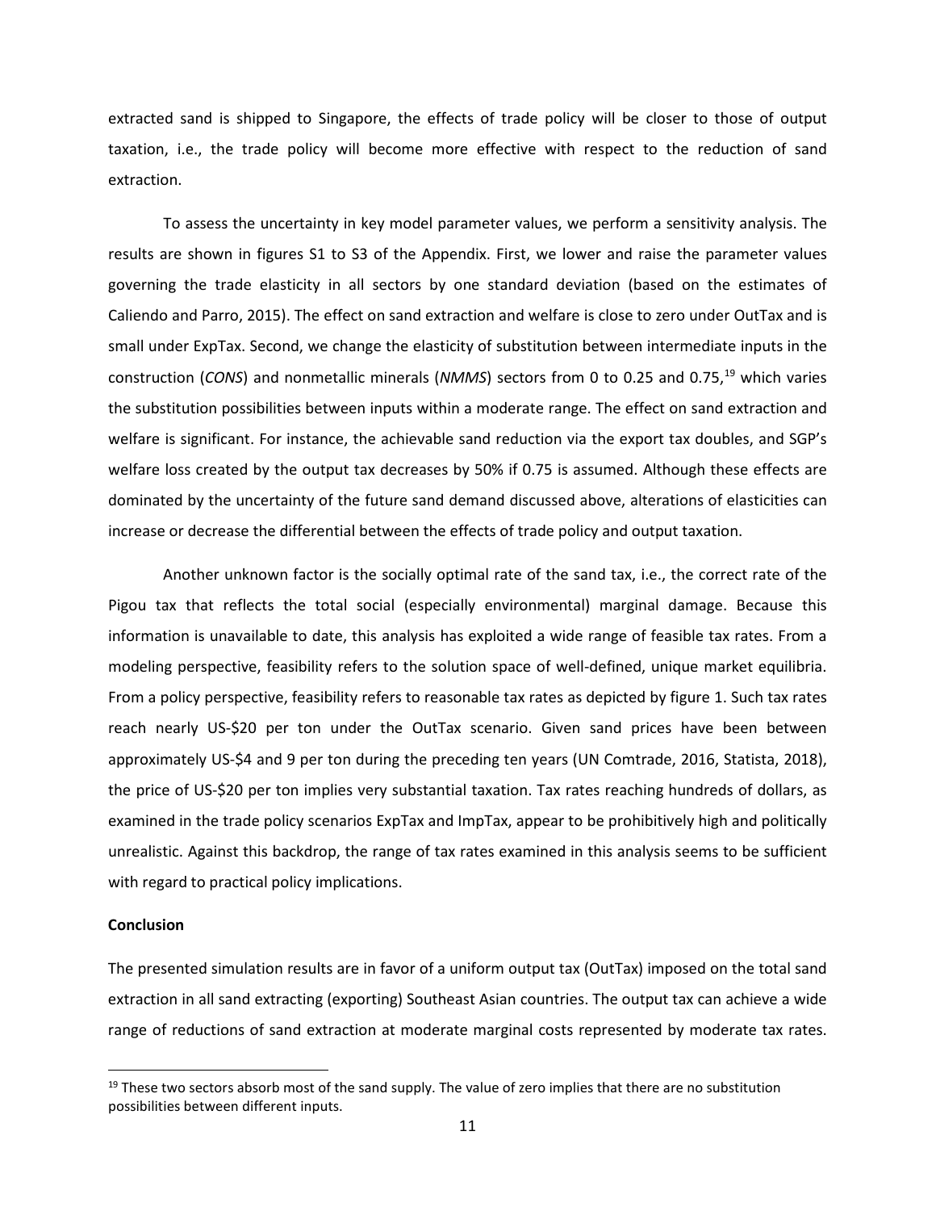extracted sand is shipped to Singapore, the effects of trade policy will be closer to those of output taxation, i.e., the trade policy will become more effective with respect to the reduction of sand extraction.

To assess the uncertainty in key model parameter values, we perform a sensitivity analysis. The results are shown in figures S1 to S3 of the Appendix. First, we lower and raise the parameter values governing the trade elasticity in all sectors by one standard deviation (based on the estimates of Caliendo and Parro, 2015). The effect on sand extraction and welfare is close to zero under OutTax and is small under ExpTax. Second, we change the elasticity of substitution between intermediate inputs in the construction (*CONS*) and nonmetallic minerals (*NMMS*) sectors from 0 to 0.25 and 0.75,[19] which varies the substitution possibilities between inputs within a moderate range. The effect on sand extraction and welfare is significant. For instance, the achievable sand reduction via the export tax doubles, and SGP's welfare loss created by the output tax decreases by 50% if 0.75 is assumed. Although these effects are dominated by the uncertainty of the future sand demand discussed above, alterations of elasticities can increase or decrease the differential between the effects of trade policy and output taxation.

Another unknown factor is the socially optimal rate of the sand tax, i.e., the correct rate of the Pigou tax that reflects the total social (especially environmental) marginal damage. Because this information is unavailable to date, this analysis has exploited a wide range of feasible tax rates. From a modeling perspective, feasibility refers to the solution space of well-defined, unique market equilibria. From a policy perspective, feasibility refers to reasonable tax rates as depicted by figure 1. Such tax rates reach nearly US-$20 per ton under the OutTax scenario. Given sand prices have been between approximately US-$4 and 9 per ton during the preceding ten years (UN Comtrade, 2016, Statista, 2018), the price of US-$20 per ton implies very substantial taxation. Tax rates reaching hundreds of dollars, as examined in the trade policy scenarios ExpTax and ImpTax, appear to be prohibitively high and politically unrealistic. Against this backdrop, the range of tax rates examined in this analysis seems to be sufficient with regard to practical policy implications.

**Conclusion**

The presented simulation results are in favor of a uniform output tax (OutTax) imposed on the total sand extraction in all sand extracting (exporting) Southeast Asian countries. The output tax can achieve a wide range of reductions of sand extraction at moderate marginal costs represented by moderate tax rates.

[19] These two sectors absorb most of the sand supply. The value of zero implies that there are no substitution possibilities between different inputs.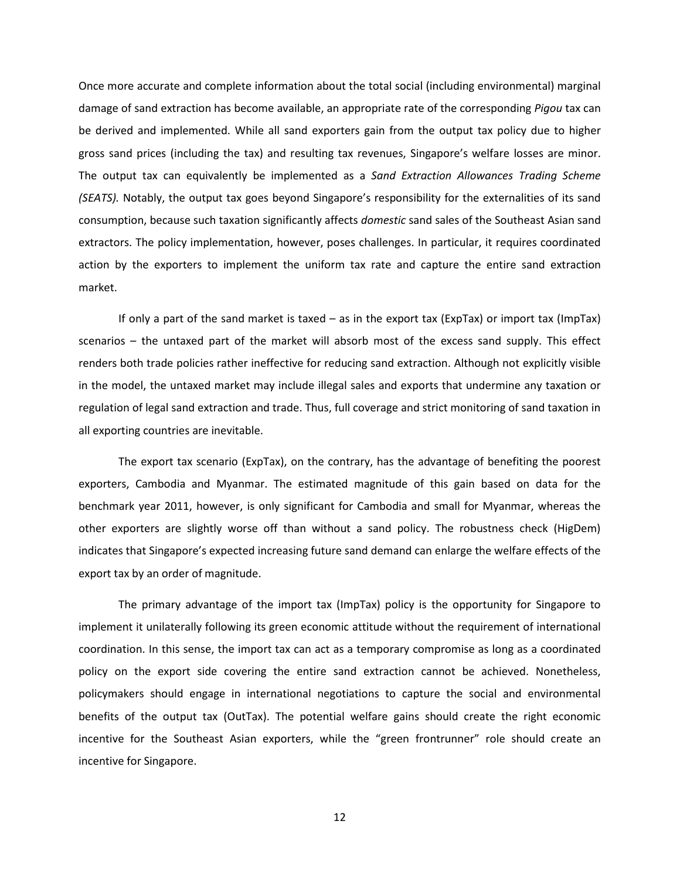Once more accurate and complete information about the total social (including environmental) marginal damage of sand extraction has become available, an appropriate rate of the corresponding *Pigou* tax can be derived and implemented. While all sand exporters gain from the output tax policy due to higher gross sand prices (including the tax) and resulting tax revenues, Singapore's welfare losses are minor. The output tax can equivalently be implemented as a *Sand Extraction Allowances Trading Scheme (SEATS).* Notably, the output tax goes beyond Singapore's responsibility for the externalities of its sand consumption, because such taxation significantly affects *domestic* sand sales of the Southeast Asian sand extractors. The policy implementation, however, poses challenges. In particular, it requires coordinated action by the exporters to implement the uniform tax rate and capture the entire sand extraction market.

If only a part of the sand market is taxed – as in the export tax (ExpTax) or import tax (ImpTax) scenarios – the untaxed part of the market will absorb most of the excess sand supply. This effect renders both trade policies rather ineffective for reducing sand extraction. Although not explicitly visible in the model, the untaxed market may include illegal sales and exports that undermine any taxation or regulation of legal sand extraction and trade. Thus, full coverage and strict monitoring of sand taxation in all exporting countries are inevitable.

The export tax scenario (ExpTax), on the contrary, has the advantage of benefiting the poorest exporters, Cambodia and Myanmar. The estimated magnitude of this gain based on data for the benchmark year 2011, however, is only significant for Cambodia and small for Myanmar, whereas the other exporters are slightly worse off than without a sand policy. The robustness check (HigDem) indicates that Singapore's expected increasing future sand demand can enlarge the welfare effects of the export tax by an order of magnitude.

The primary advantage of the import tax (ImpTax) policy is the opportunity for Singapore to implement it unilaterally following its green economic attitude without the requirement of international coordination. In this sense, the import tax can act as a temporary compromise as long as a coordinated policy on the export side covering the entire sand extraction cannot be achieved. Nonetheless, policymakers should engage in international negotiations to capture the social and environmental benefits of the output tax (OutTax). The potential welfare gains should create the right economic incentive for the Southeast Asian exporters, while the "green frontrunner" role should create an incentive for Singapore.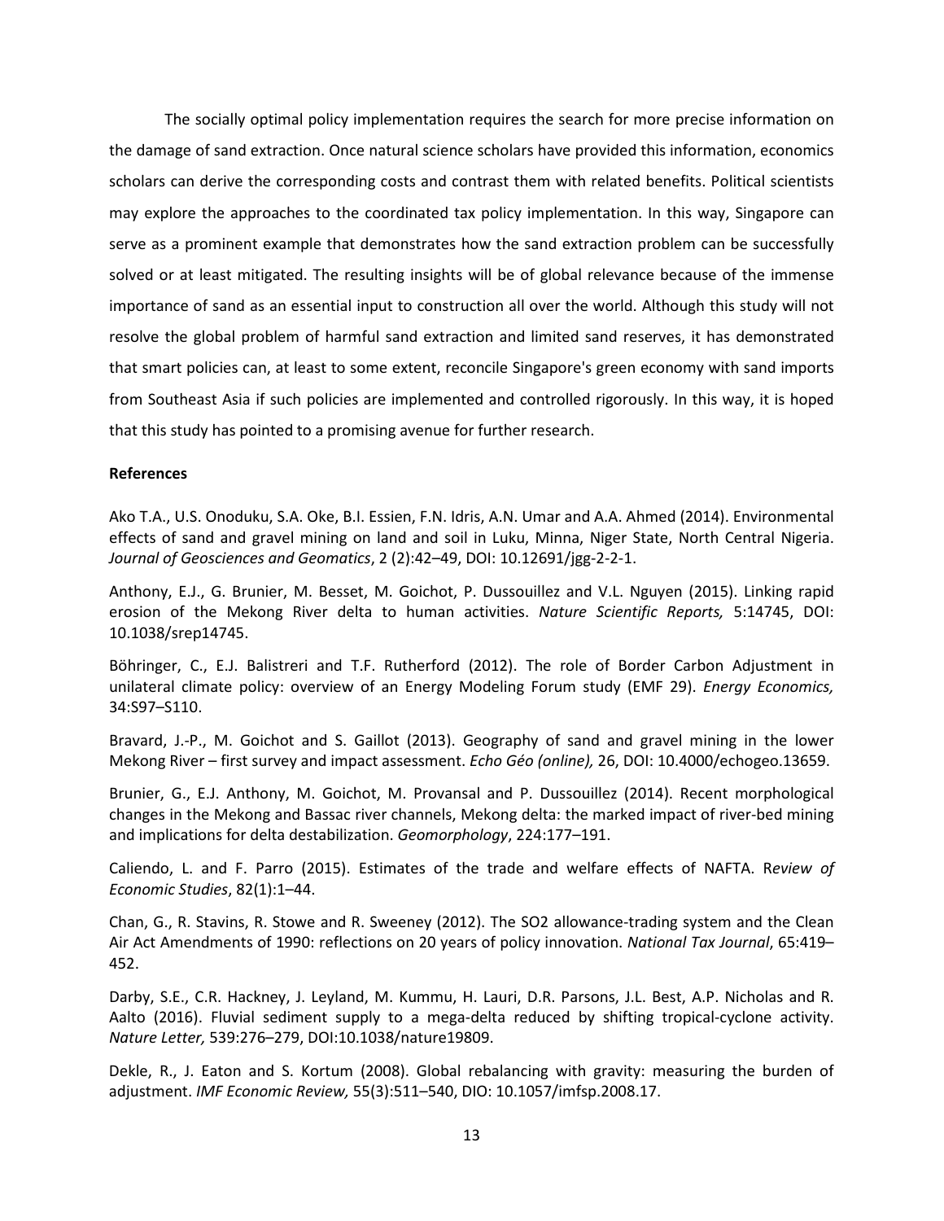The socially optimal policy implementation requires the search for more precise information on the damage of sand extraction. Once natural science scholars have provided this information, economics scholars can derive the corresponding costs and contrast them with related benefits. Political scientists may explore the approaches to the coordinated tax policy implementation. In this way, Singapore can serve as a prominent example that demonstrates how the sand extraction problem can be successfully solved or at least mitigated. The resulting insights will be of global relevance because of the immense importance of sand as an essential input to construction all over the world. Although this study will not resolve the global problem of harmful sand extraction and limited sand reserves, it has demonstrated that smart policies can, at least to some extent, reconcile Singapore's green economy with sand imports from Southeast Asia if such policies are implemented and controlled rigorously. In this way, it is hoped that this study has pointed to a promising avenue for further research.

**References**

Ako T.A., U.S. Onoduku, S.A. Oke, B.I. Essien, F.N. Idris, A.N. Umar and A.A. Ahmed (2014). Environmental effects of sand and gravel mining on land and soil in Luku, Minna, Niger State, North Central Nigeria. *Journal of Geosciences and Geomatics*, 2 (2):42–49, DOI: 10.12691/jgg-2-2-1.

Anthony, E.J., G. Brunier, M. Besset, M. Goichot, P. Dussouillez and V.L. Nguyen (2015). Linking rapid erosion of the Mekong River delta to human activities. *Nature Scientific Reports,* 5:14745, DOI: 10.1038/srep14745.

Böhringer, C., E.J. Balistreri and T.F. Rutherford (2012). The role of Border Carbon Adjustment in unilateral climate policy: overview of an Energy Modeling Forum study (EMF 29). *Energy Economics,* 34:S97–S110.

Bravard, J.-P., M. Goichot and S. Gaillot (2013). Geography of sand and gravel mining in the lower Mekong River – first survey and impact assessment. *Echo Géo (online),* 26, DOI: 10.4000/echogeo.13659.

Brunier, G., E.J. Anthony, M. Goichot, M. Provansal and P. Dussouillez (2014). Recent morphological changes in the Mekong and Bassac river channels, Mekong delta: the marked impact of river-bed mining and implications for delta destabilization. *Geomorphology*, 224:177–191.

Caliendo, L. and F. Parro (2015). Estimates of the trade and welfare effects of NAFTA. R*eview of Economic Studies*, 82(1):1–44.

Chan, G., R. Stavins, R. Stowe and R. Sweeney (2012). The SO2 allowance-trading system and the Clean Air Act Amendments of 1990: reflections on 20 years of policy innovation. *National Tax Journal*, 65:419–452.

Darby, S.E., C.R. Hackney, J. Leyland, M. Kummu, H. Lauri, D.R. Parsons, J.L. Best, A.P. Nicholas and R. Aalto (2016). Fluvial sediment supply to a mega-delta reduced by shifting tropical-cyclone activity. *Nature Letter,* 539:276–279, DOI:10.1038/nature19809.

Dekle, R., J. Eaton and S. Kortum (2008). Global rebalancing with gravity: measuring the burden of adjustment. *IMF Economic Review,* 55(3):511–540, DIO: 10.1057/imfsp.2008.17.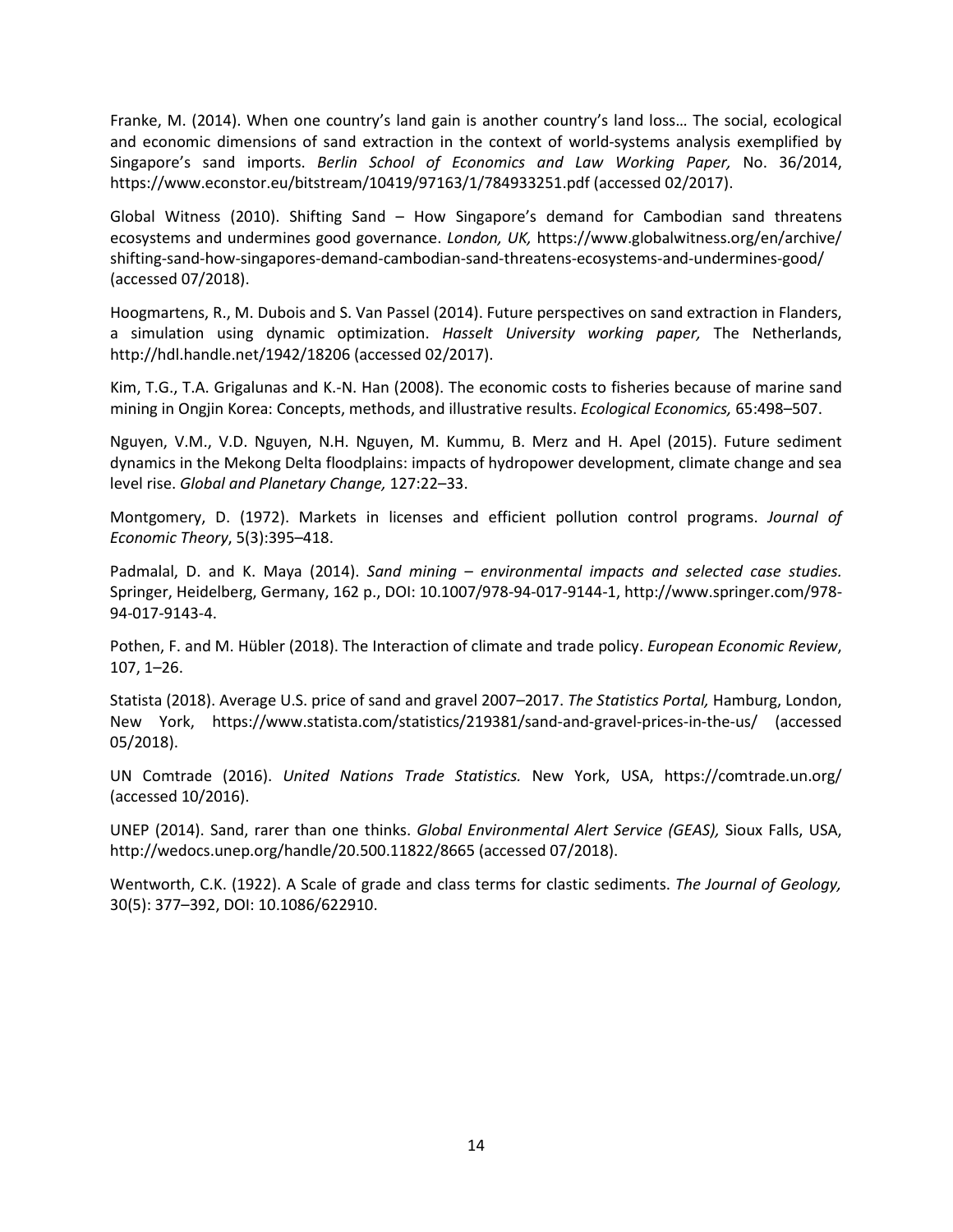Franke, M. (2014). When one country's land gain is another country's land loss… The social, ecological and economic dimensions of sand extraction in the context of world-systems analysis exemplified by Singapore's sand imports. *Berlin School of Economics and Law Working Paper,* No. 36/2014, https://www.econstor.eu/bitstream/10419/97163/1/784933251.pdf (accessed 02/2017).

Global Witness (2010). Shifting Sand – How Singapore's demand for Cambodian sand threatens ecosystems and undermines good governance. *London, UK,* https://www.globalwitness.org/en/archive/shifting-sand-how-singapores-demand-cambodian-sand-threatens-ecosystems-and-undermines-good/ (accessed 07/2018).

Hoogmartens, R., M. Dubois and S. Van Passel (2014). Future perspectives on sand extraction in Flanders, a simulation using dynamic optimization. *Hasselt University working paper,* The Netherlands, http://hdl.handle.net/1942/18206 (accessed 02/2017).

Kim, T.G., T.A. Grigalunas and K.-N. Han (2008). The economic costs to fisheries because of marine sand mining in Ongjin Korea: Concepts, methods, and illustrative results. *Ecological Economics,* 65:498–507.

Nguyen, V.M., V.D. Nguyen, N.H. Nguyen, M. Kummu, B. Merz and H. Apel (2015). Future sediment dynamics in the Mekong Delta floodplains: impacts of hydropower development, climate change and sea level rise. *Global and Planetary Change,* 127:22–33.

Montgomery, D. (1972). Markets in licenses and efficient pollution control programs. *Journal of Economic Theory*, 5(3):395–418.

Padmalal, D. and K. Maya (2014). *Sand mining – environmental impacts and selected case studies.* Springer, Heidelberg, Germany, 162 p., DOI: 10.1007/978-94-017-9144-1, http://www.springer.com/978-94-017-9143-4.

Pothen, F. and M. Hübler (2018). The Interaction of climate and trade policy. *European Economic Review*, 107, 1–26.

Statista (2018). Average U.S. price of sand and gravel 2007–2017. *The Statistics Portal,* Hamburg, London, New York, https://www.statista.com/statistics/219381/sand-and-gravel-prices-in-the-us/ (accessed 05/2018).

UN Comtrade (2016). *United Nations Trade Statistics.* New York, USA, https://comtrade.un.org/ (accessed 10/2016).

UNEP (2014). Sand, rarer than one thinks. *Global Environmental Alert Service (GEAS),* Sioux Falls, USA, http://wedocs.unep.org/handle/20.500.11822/8665 (accessed 07/2018).

Wentworth, C.K. (1922). A Scale of grade and class terms for clastic sediments. *The Journal of Geology,* 30(5): 377–392, DOI: 10.1086/622910.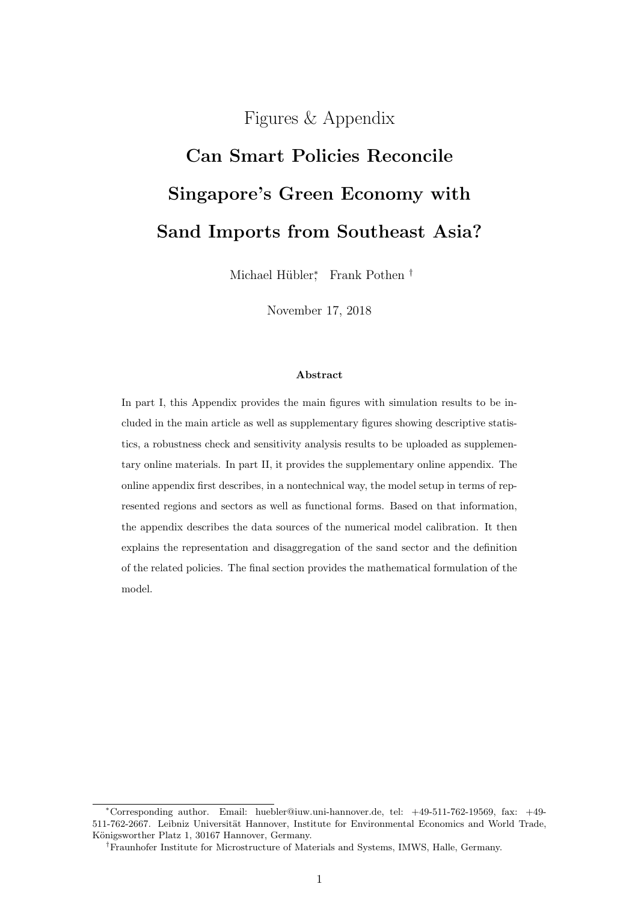Figures & Appendix

# Can Smart Policies Reconcile Singapore's Green Economy with Sand Imports from Southeast Asia?

Michael Hübler[*], Frank Pothen[†]

November 17, 2018

**Abstract**

In part I, this Appendix provides the main figures with simulation results to be included in the main article as well as supplementary figures showing descriptive statistics, a robustness check and sensitivity analysis results to be uploaded as supplementary online materials. In part II, it provides the supplementary online appendix. The online appendix first describes, in a nontechnical way, the model setup in terms of represented regions and sectors as well as functional forms. Based on that information, the appendix describes the data sources of the numerical model calibration. It then explains the representation and disaggregation of the sand sector and the definition of the related policies. The final section provides the mathematical formulation of the model.

---

[*]Corresponding author. Email: huebler@iuw.uni-hannover.de, tel: +49-511-762-19569, fax: +49-511-762-2667. Leibniz Universität Hannover, Institute for Environmental Economics and World Trade, Königsworther Platz 1, 30167 Hannover, Germany.

[†]Fraunhofer Institute for Microstructure of Materials and Systems, IMWS, Halle, Germany.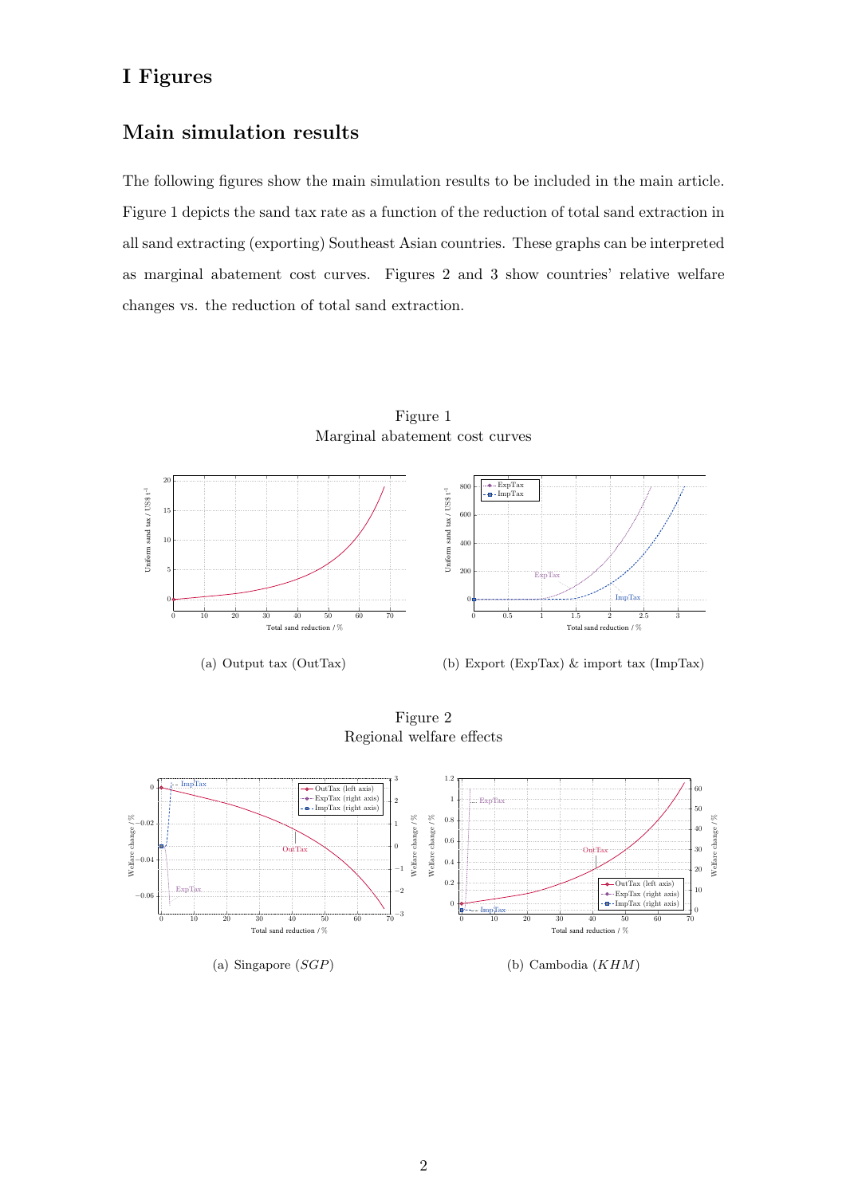# I Figures

## Main simulation results

The following figures show the main simulation results to be included in the main article. Figure 1 depicts the sand tax rate as a function of the reduction of total sand extraction in all sand extracting (exporting) Southeast Asian countries. These graphs can be interpreted as marginal abatement cost curves. Figures 2 and 3 show countries' relative welfare changes vs. the reduction of total sand extraction.

Figure 1
Marginal abatement cost curves

(a) Output tax (OutTax)

(b) Export (ExpTax) & import tax (ImpTax)

Figure 2
Regional welfare effects

(a) Singapore (*SGP*)

(b) Cambodia (*KHM*)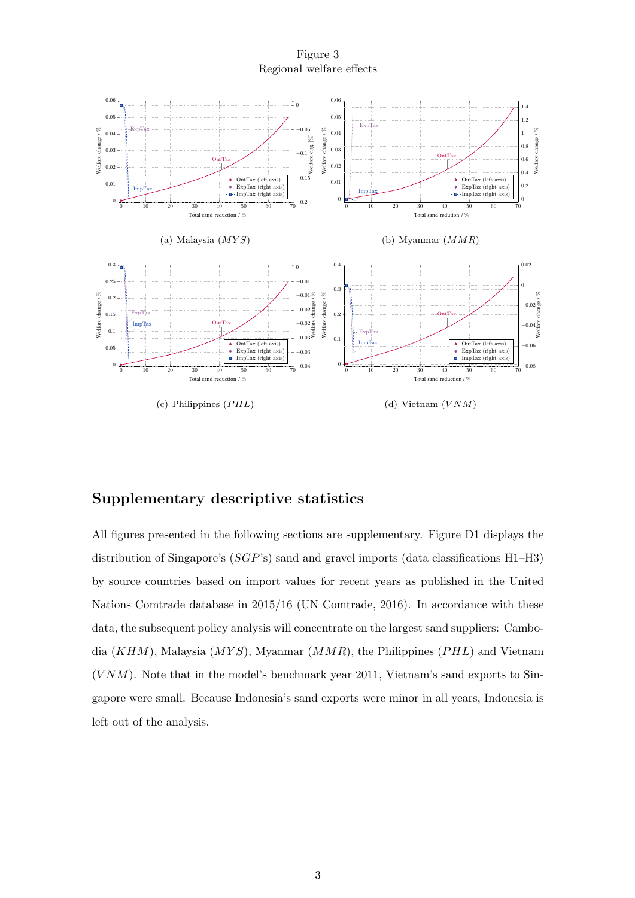Figure 3
Regional welfare effects

(a) Malaysia ($MYS$)

(b) Myanmar ($MMR$)

(c) Philippines ($PHL$)

(d) Vietnam ($VNM$)

## Supplementary descriptive statistics

All figures presented in the following sections are supplementary. Figure D1 displays the distribution of Singapore's ($SGP$'s) sand and gravel imports (data classifications H1–H3) by source countries based on import values for recent years as published in the United Nations Comtrade database in 2015/16 (UN Comtrade, 2016). In accordance with these data, the subsequent policy analysis will concentrate on the largest sand suppliers: Cambodia ($KHM$), Malaysia ($MYS$), Myanmar ($MMR$), the Philippines ($PHL$) and Vietnam ($VNM$). Note that in the model's benchmark year 2011, Vietnam's sand exports to Singapore were small. Because Indonesia's sand exports were minor in all years, Indonesia is left out of the analysis.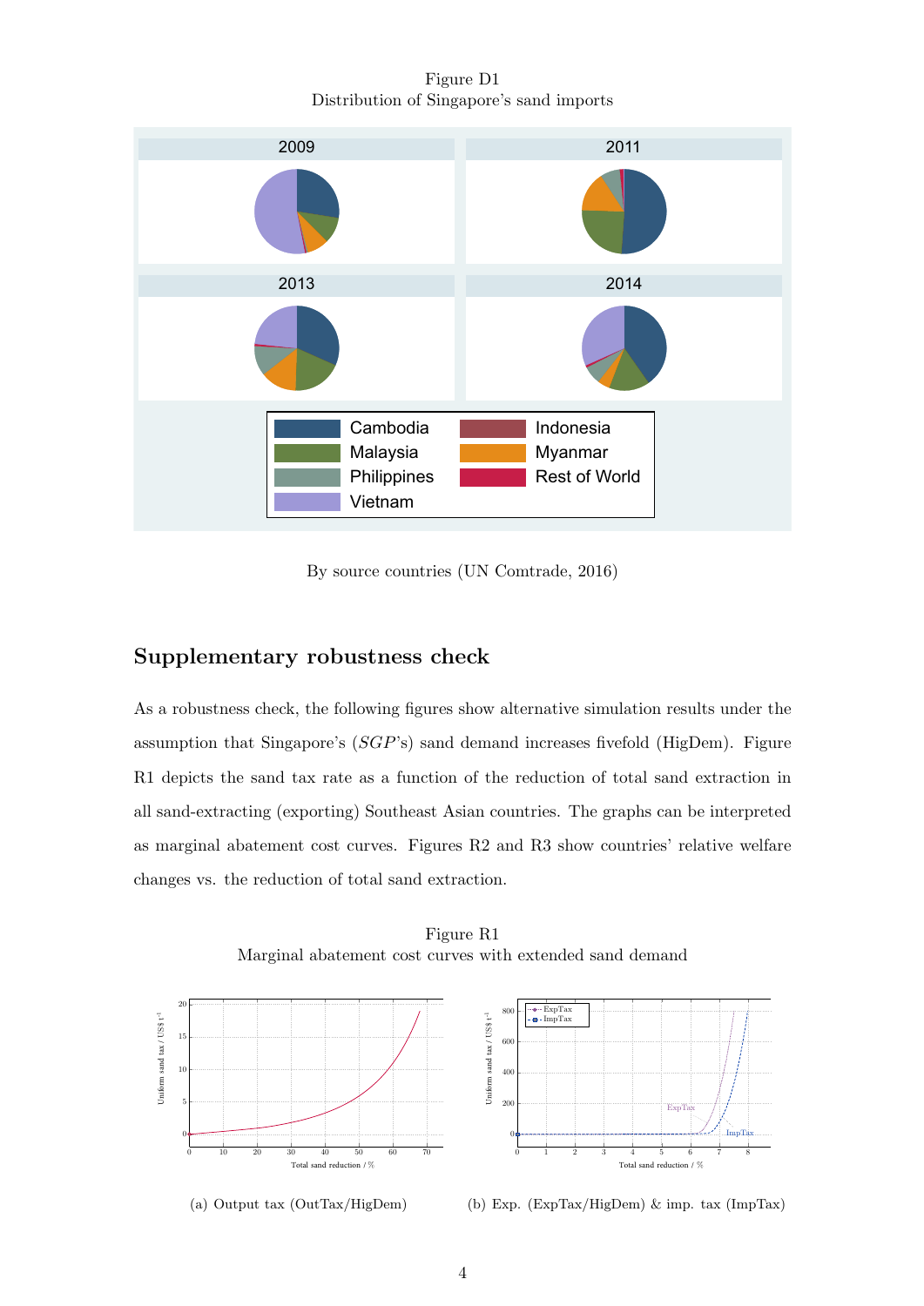Figure D1
Distribution of Singapore's sand imports

By source countries (UN Comtrade, 2016)

## Supplementary robustness check

As a robustness check, the following figures show alternative simulation results under the assumption that Singapore's ($SGP$'s) sand demand increases fivefold (HigDem). Figure R1 depicts the sand tax rate as a function of the reduction of total sand extraction in all sand-extracting (exporting) Southeast Asian countries. The graphs can be interpreted as marginal abatement cost curves. Figures R2 and R3 show countries' relative welfare changes vs. the reduction of total sand extraction.

Figure R1
Marginal abatement cost curves with extended sand demand

(a) Output tax (OutTax/HigDem)

(b) Exp. (ExpTax/HigDem) & imp. tax (ImpTax)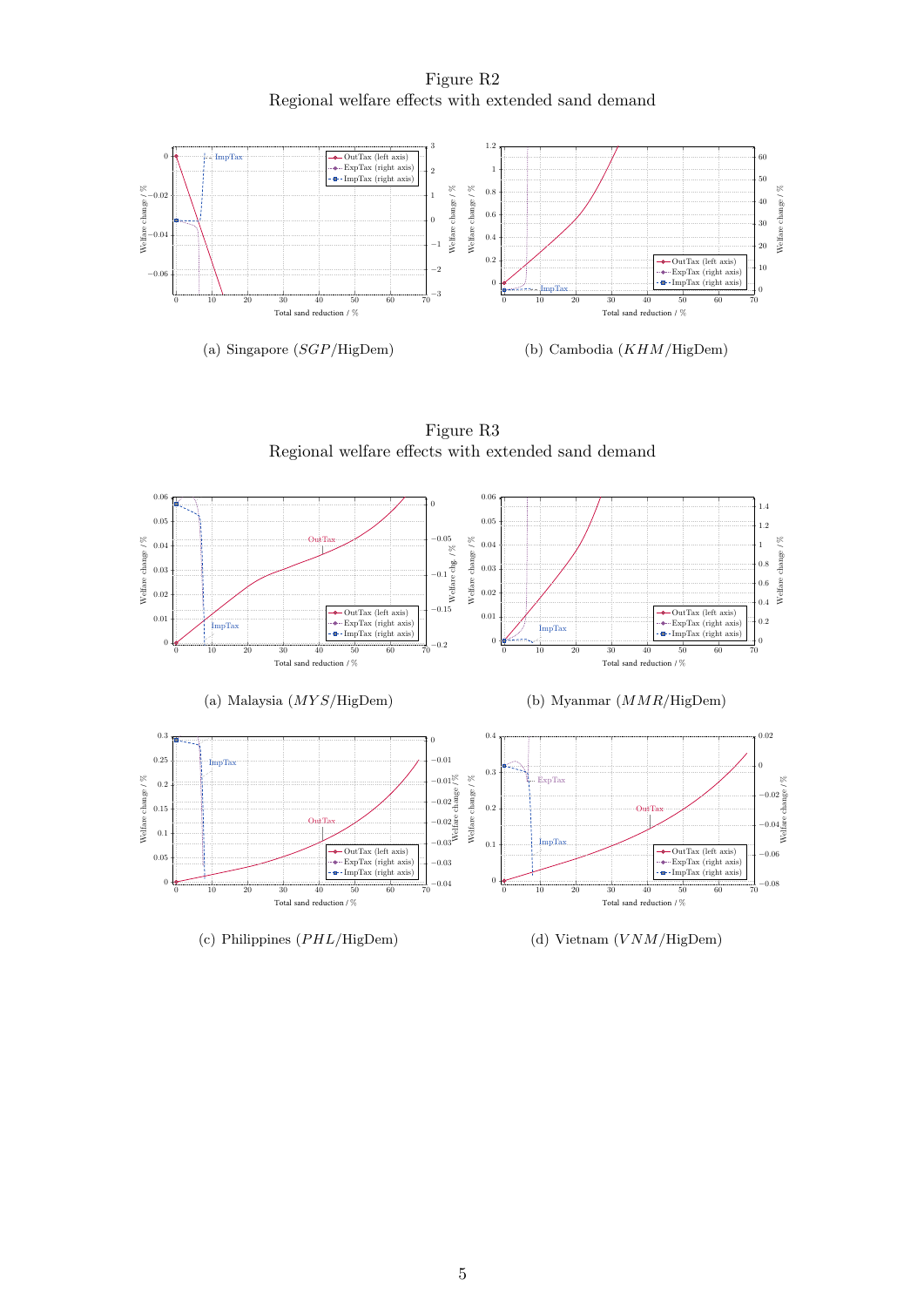Figure R2
Regional welfare effects with extended sand demand

(a) Singapore ($SGP$/HigDem)

(b) Cambodia ($KHM$/HigDem)

Figure R3
Regional welfare effects with extended sand demand

(a) Malaysia ($MYS$/HigDem)

(b) Myanmar ($MMR$/HigDem)

(c) Philippines ($PHL$/HigDem)

(d) Vietnam ($VNM$/HigDem)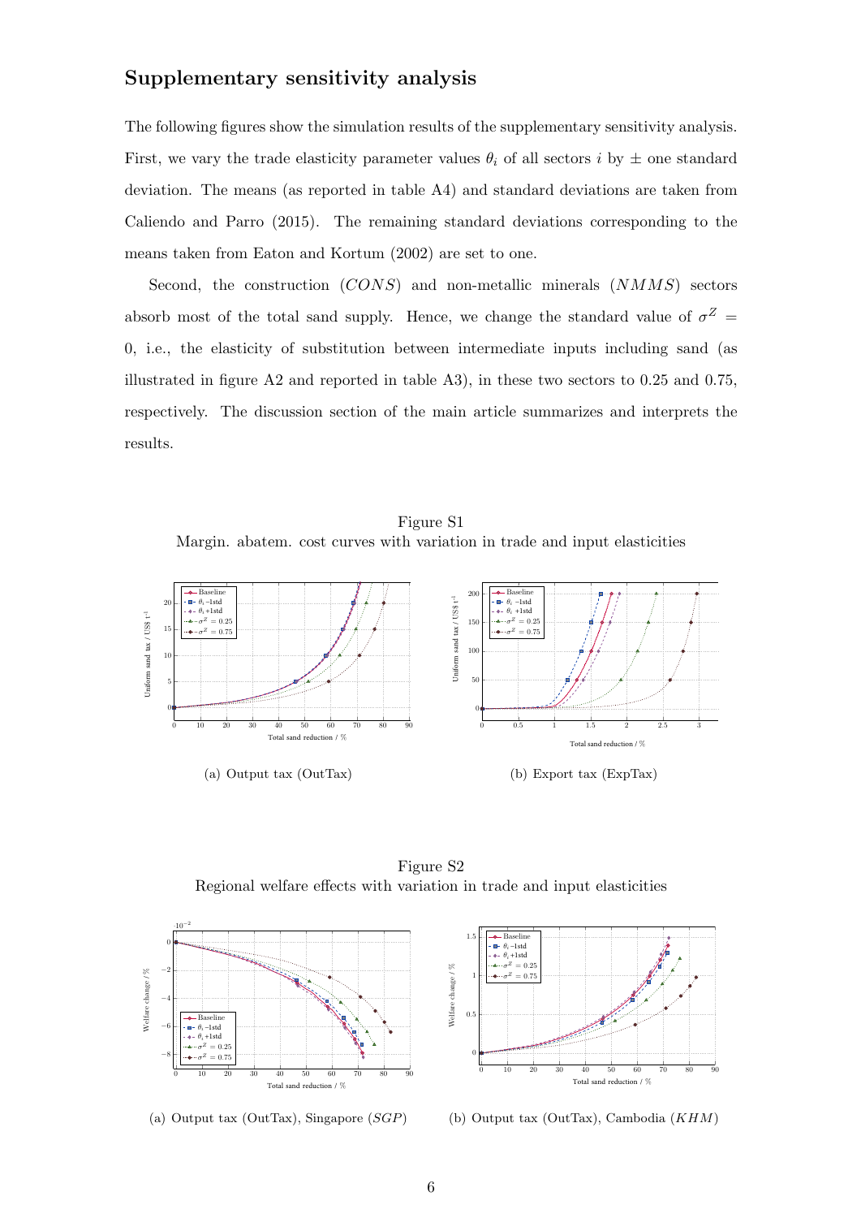## Supplementary sensitivity analysis

The following figures show the simulation results of the supplementary sensitivity analysis. First, we vary the trade elasticity parameter values $\theta_i$ of all sectors $i$ by $\pm$ one standard deviation. The means (as reported in table A4) and standard deviations are taken from Caliendo and Parro (2015). The remaining standard deviations corresponding to the means taken from Eaton and Kortum (2002) are set to one.

Second, the construction ($CONS$) and non-metallic minerals ($NMMS$) sectors absorb most of the total sand supply. Hence, we change the standard value of $\sigma^Z = 0$, i.e., the elasticity of substitution between intermediate inputs including sand (as illustrated in figure A2 and reported in table A3), in these two sectors to 0.25 and 0.75, respectively. The discussion section of the main article summarizes and interprets the results.

Figure S1
Margin. abatem. cost curves with variation in trade and input elasticities

(a) Output tax (OutTax)

(b) Export tax (ExpTax)

Figure S2
Regional welfare effects with variation in trade and input elasticities

(a) Output tax (OutTax), Singapore ($SGP$)

(b) Output tax (OutTax), Cambodia ($KHM$)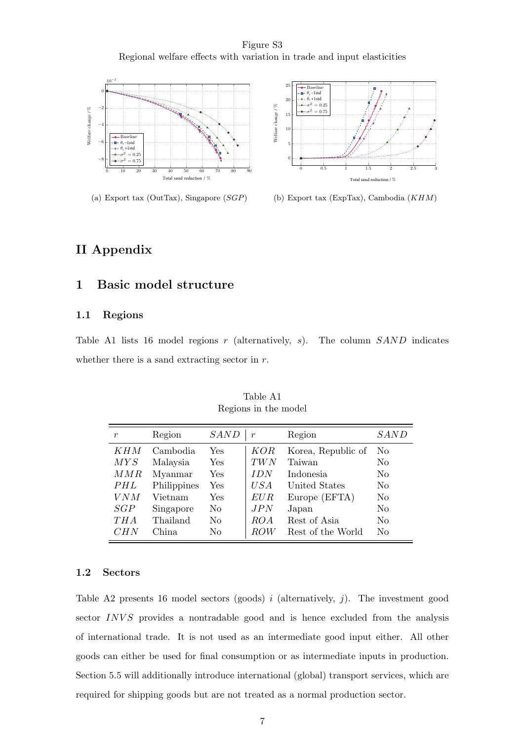Figure S3
Regional welfare effects with variation in trade and input elasticities

(a) Export tax (OutTax), Singapore ($SGP$)

(b) Export tax (ExpTax), Cambodia ($KHM$)

# II Appendix

## 1 Basic model structure

### 1.1 Regions

Table A1 lists 16 model regions $r$ (alternatively, $s$). The column $SAND$ indicates whether there is a sand extracting sector in $r$.

Table A1
Regions in the model

| $r$ | Region | $SAND$ | $r$ | Region | $SAND$ |
|---|---|---|---|---|---|
| $KHM$ | Cambodia | Yes | $KOR$ | Korea, Republic of | No |
| $MYS$ | Malaysia | Yes | $TWN$ | Taiwan | No |
| $MMR$ | Myanmar | Yes | $IDN$ | Indonesia | No |
| $PHL$ | Philippines | Yes | $USA$ | United States | No |
| $VNM$ | Vietnam | Yes | $EUR$ | Europe (EFTA) | No |
| $SGP$ | Singapore | No | $JPN$ | Japan | No |
| $THA$ | Thailand | No | $ROA$ | Rest of Asia | No |
| $CHN$ | China | No | $ROW$ | Rest of the World | No |

### 1.2 Sectors

Table A2 presents 16 model sectors (goods) $i$ (alternatively, $j$). The investment good sector $INVS$ provides a nontradable good and is hence excluded from the analysis of international trade. It is not used as an intermediate good input either. All other goods can either be used for final consumption or as intermediate inputs in production. Section 5.5 will additionally introduce international (global) transport services, which are required for shipping goods but are not treated as a normal production sector.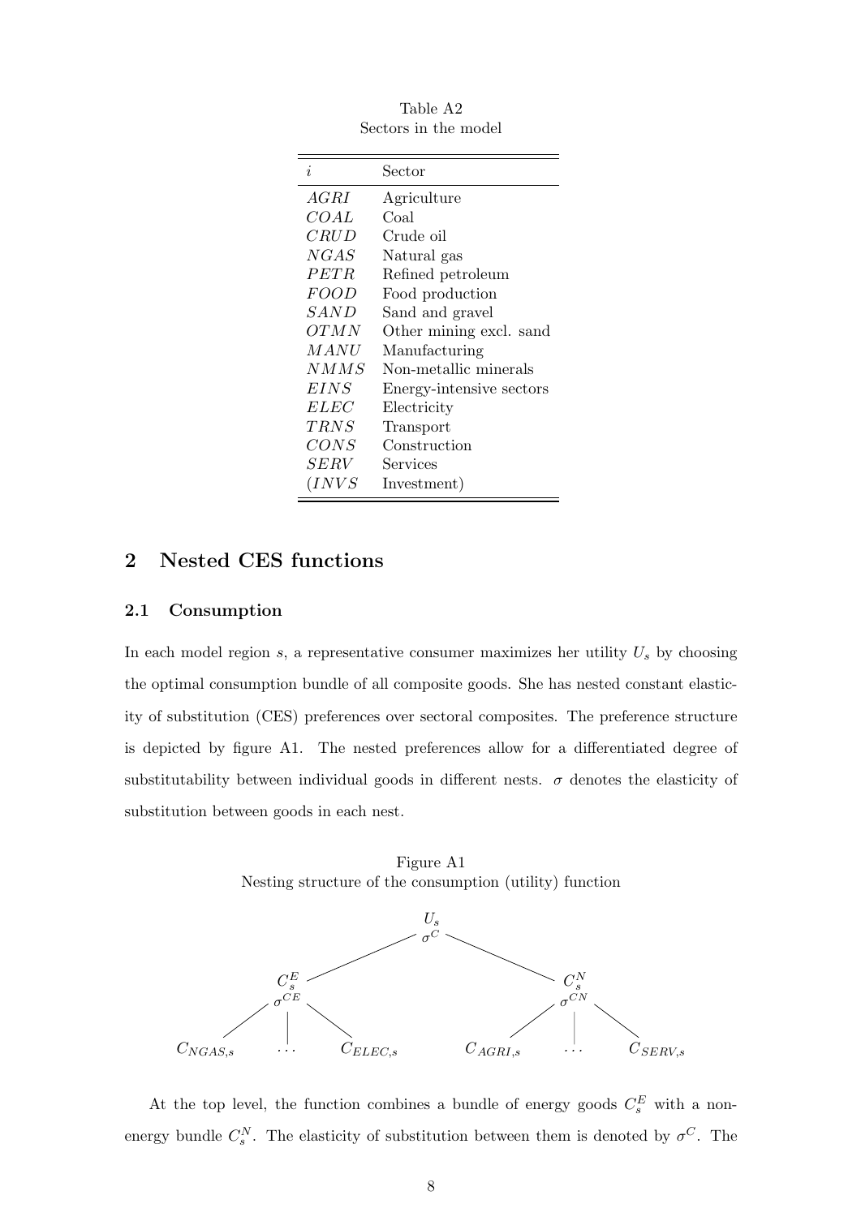Table A2
Sectors in the model

| $i$ | Sector |
|---|---|
| $AGRI$ | Agriculture |
| $COAL$ | Coal |
| $CRUD$ | Crude oil |
| $NGAS$ | Natural gas |
| $PETR$ | Refined petroleum |
| $FOOD$ | Food production |
| $SAND$ | Sand and gravel |
| $OTMN$ | Other mining excl. sand |
| $MANU$ | Manufacturing |
| $NMMS$ | Non-metallic minerals |
| $EINS$ | Energy-intensive sectors |
| $ELEC$ | Electricity |
| $TRNS$ | Transport |
| $CONS$ | Construction |
| $SERV$ | Services |
| ($INVS$ | Investment) |

## 2 Nested CES functions

### 2.1 Consumption

In each model region $s$, a representative consumer maximizes her utility $U_s$ by choosing the optimal consumption bundle of all composite goods. She has nested constant elasticity of substitution (CES) preferences over sectoral composites. The preference structure is depicted by figure A1. The nested preferences allow for a differentiated degree of substitutability between individual goods in different nests. $\sigma$ denotes the elasticity of substitution between goods in each nest.

Figure A1
Nesting structure of the consumption (utility) function

$U_s$, $\sigma^C$ → $C_s^E$ ($\sigma^{CE}$): $C_{NGAS,s}$ … $C_{ELEC,s}$; $C_s^N$ ($\sigma^{CN}$): $C_{AGRI,s}$ … $C_{SERV,s}$

At the top level, the function combines a bundle of energy goods $C_s^E$ with a non-energy bundle $C_s^N$. The elasticity of substitution between them is denoted by $\sigma^C$. The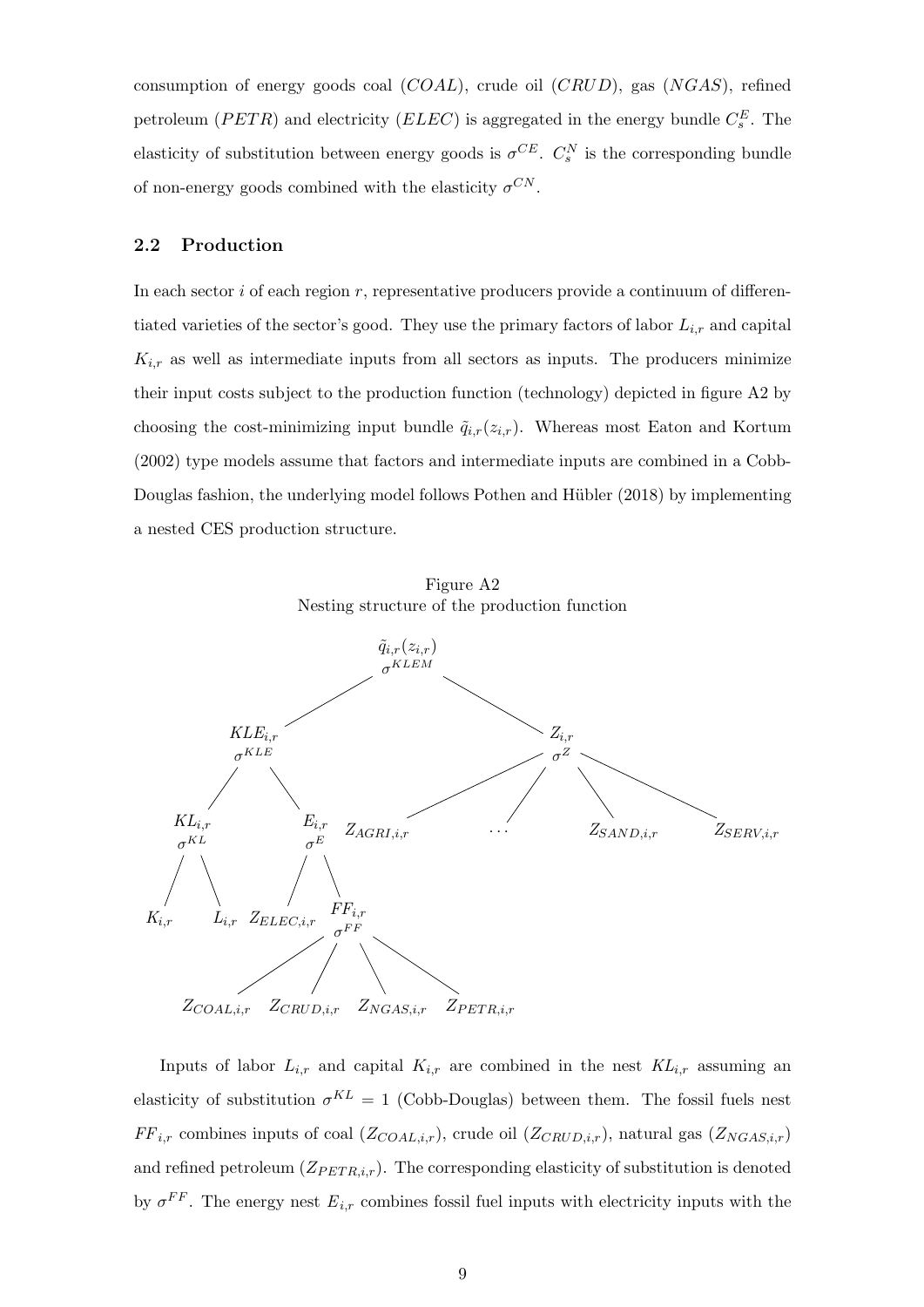consumption of energy goods coal ($COAL$), crude oil ($CRUD$), gas ($NGAS$), refined petroleum ($PETR$) and electricity ($ELEC$) is aggregated in the energy bundle $C_s^E$. The elasticity of substitution between energy goods is $\sigma^{CE}$. $C_s^N$ is the corresponding bundle of non-energy goods combined with the elasticity $\sigma^{CN}$.

## 2.2 Production

In each sector $i$ of each region $r$, representative producers provide a continuum of differentiated varieties of the sector's good. They use the primary factors of labor $L_{i,r}$ and capital $K_{i,r}$ as well as intermediate inputs from all sectors as inputs. The producers minimize their input costs subject to the production function (technology) depicted in figure A2 by choosing the cost-minimizing input bundle $\tilde{q}_{i,r}(z_{i,r})$. Whereas most Eaton and Kortum (2002) type models assume that factors and intermediate inputs are combined in a Cobb-Douglas fashion, the underlying model follows Pothen and Hübler (2018) by implementing a nested CES production structure.

Figure A2
Nesting structure of the production function

$\tilde{q}_{i,r}(z_{i,r})$, $\sigma^{KLEM}$

- $KLE_{i,r}$, $\sigma^{KLE}$
  - $KL_{i,r}$, $\sigma^{KL}$
    - $K_{i,r}$
    - $L_{i,r}$
  - $E_{i,r}$, $\sigma^{E}$
    - $Z_{ELEC,i,r}$
    - $FF_{i,r}$, $\sigma^{FF}$
      - $Z_{COAL,i,r}$
      - $Z_{CRUD,i,r}$
      - $Z_{NGAS,i,r}$
      - $Z_{PETR,i,r}$
- $Z_{i,r}$, $\sigma^{Z}$
  - $Z_{AGRI,i,r}$
  - …
  - $Z_{SAND,i,r}$
  - $Z_{SERV,i,r}$

Inputs of labor $L_{i,r}$ and capital $K_{i,r}$ are combined in the nest $KL_{i,r}$ assuming an elasticity of substitution $\sigma^{KL} = 1$ (Cobb-Douglas) between them. The fossil fuels nest $FF_{i,r}$ combines inputs of coal ($Z_{COAL,i,r}$), crude oil ($Z_{CRUD,i,r}$), natural gas ($Z_{NGAS,i,r}$) and refined petroleum ($Z_{PETR,i,r}$). The corresponding elasticity of substitution is denoted by $\sigma^{FF}$. The energy nest $E_{i,r}$ combines fossil fuel inputs with electricity inputs with the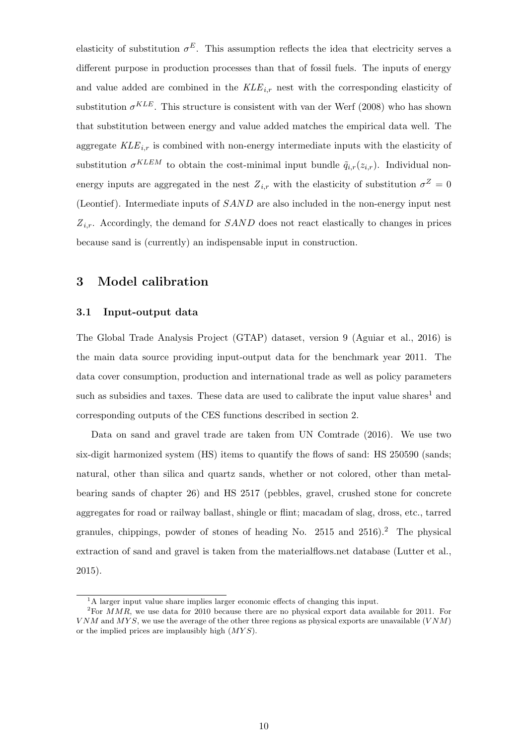elasticity of substitution $\sigma^E$. This assumption reflects the idea that electricity serves a different purpose in production processes than that of fossil fuels. The inputs of energy and value added are combined in the $KLE_{i,r}$ nest with the corresponding elasticity of substitution $\sigma^{KLE}$. This structure is consistent with van der Werf (2008) who has shown that substitution between energy and value added matches the empirical data well. The aggregate $KLE_{i,r}$ is combined with non-energy intermediate inputs with the elasticity of substitution $\sigma^{KLEM}$ to obtain the cost-minimal input bundle $\tilde{q}_{i,r}(z_{i,r})$. Individual non-energy inputs are aggregated in the nest $Z_{i,r}$ with the elasticity of substitution $\sigma^Z = 0$ (Leontief). Intermediate inputs of $SAND$ are also included in the non-energy input nest $Z_{i,r}$. Accordingly, the demand for $SAND$ does not react elastically to changes in prices because sand is (currently) an indispensable input in construction.

## 3 Model calibration

### 3.1 Input-output data

The Global Trade Analysis Project (GTAP) dataset, version 9 (Aguiar et al., 2016) is the main data source providing input-output data for the benchmark year 2011. The data cover consumption, production and international trade as well as policy parameters such as subsidies and taxes. These data are used to calibrate the input value shares[1] and corresponding outputs of the CES functions described in section 2.

Data on sand and gravel trade are taken from UN Comtrade (2016). We use two six-digit harmonized system (HS) items to quantify the flows of sand: HS 250590 (sands; natural, other than silica and quartz sands, whether or not colored, other than metal-bearing sands of chapter 26) and HS 2517 (pebbles, gravel, crushed stone for concrete aggregates for road or railway ballast, shingle or flint; macadam of slag, dross, etc., tarred granules, chippings, powder of stones of heading No. 2515 and 2516).[2] The physical extraction of sand and gravel is taken from the materialflows.net database (Lutter et al., 2015).

[1] A larger input value share implies larger economic effects of changing this input.

[2] For $MMR$, we use data for 2010 because there are no physical export data available for 2011. For $VNM$ and $MYS$, we use the average of the other three regions as physical exports are unavailable ($VNM$) or the implied prices are implausibly high ($MYS$).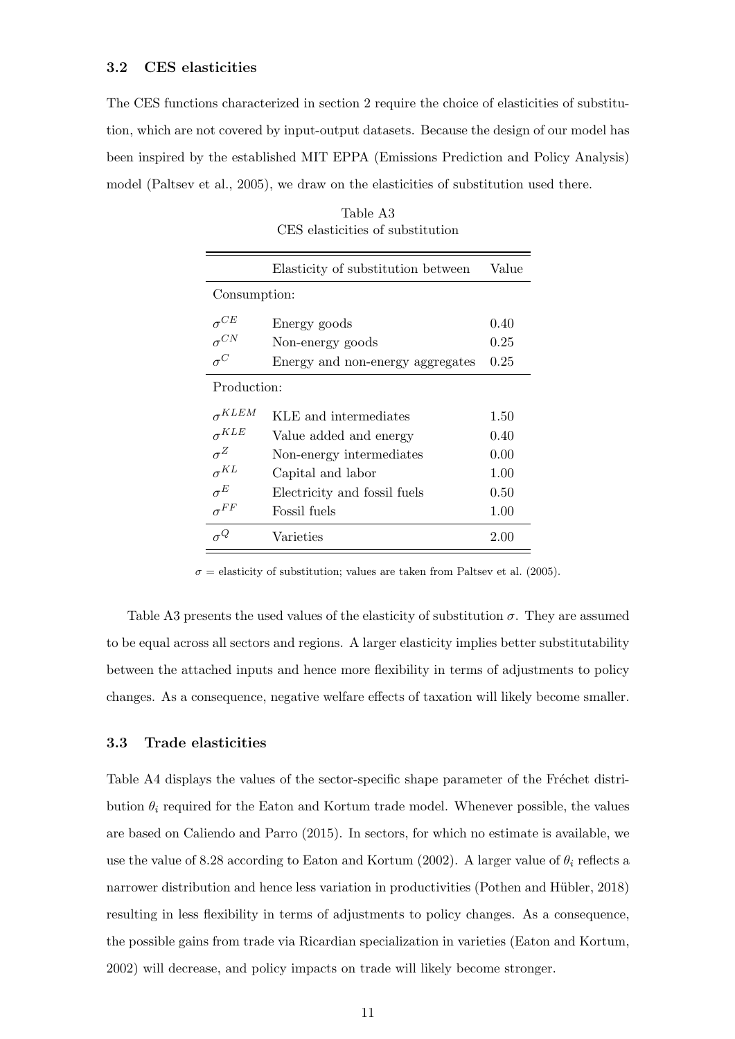### 3.2 CES elasticities

The CES functions characterized in section 2 require the choice of elasticities of substitution, which are not covered by input-output datasets. Because the design of our model has been inspired by the established MIT EPPA (Emissions Prediction and Policy Analysis) model (Paltsev et al., 2005), we draw on the elasticities of substitution used there.

Table A3
CES elasticities of substitution

| | Elasticity of substitution between | Value |
|---|---|---|
| Consumption: | | |
| $\sigma^{CE}$ | Energy goods | 0.40 |
| $\sigma^{CN}$ | Non-energy goods | 0.25 |
| $\sigma^{C}$ | Energy and non-energy aggregates | 0.25 |
| Production: | | |
| $\sigma^{KLEM}$ | KLE and intermediates | 1.50 |
| $\sigma^{KLE}$ | Value added and energy | 0.40 |
| $\sigma^{Z}$ | Non-energy intermediates | 0.00 |
| $\sigma^{KL}$ | Capital and labor | 1.00 |
| $\sigma^{E}$ | Electricity and fossil fuels | 0.50 |
| $\sigma^{FF}$ | Fossil fuels | 1.00 |
| $\sigma^{Q}$ | Varieties | 2.00 |

$\sigma$ = elasticity of substitution; values are taken from Paltsev et al. (2005).

Table A3 presents the used values of the elasticity of substitution $\sigma$. They are assumed to be equal across all sectors and regions. A larger elasticity implies better substitutability between the attached inputs and hence more flexibility in terms of adjustments to policy changes. As a consequence, negative welfare effects of taxation will likely become smaller.

### 3.3 Trade elasticities

Table A4 displays the values of the sector-specific shape parameter of the Fréchet distribution $\theta_i$ required for the Eaton and Kortum trade model. Whenever possible, the values are based on Caliendo and Parro (2015). In sectors, for which no estimate is available, we use the value of 8.28 according to Eaton and Kortum (2002). A larger value of $\theta_i$ reflects a narrower distribution and hence less variation in productivities (Pothen and Hübler, 2018) resulting in less flexibility in terms of adjustments to policy changes. As a consequence, the possible gains from trade via Ricardian specialization in varieties (Eaton and Kortum, 2002) will decrease, and policy impacts on trade will likely become stronger.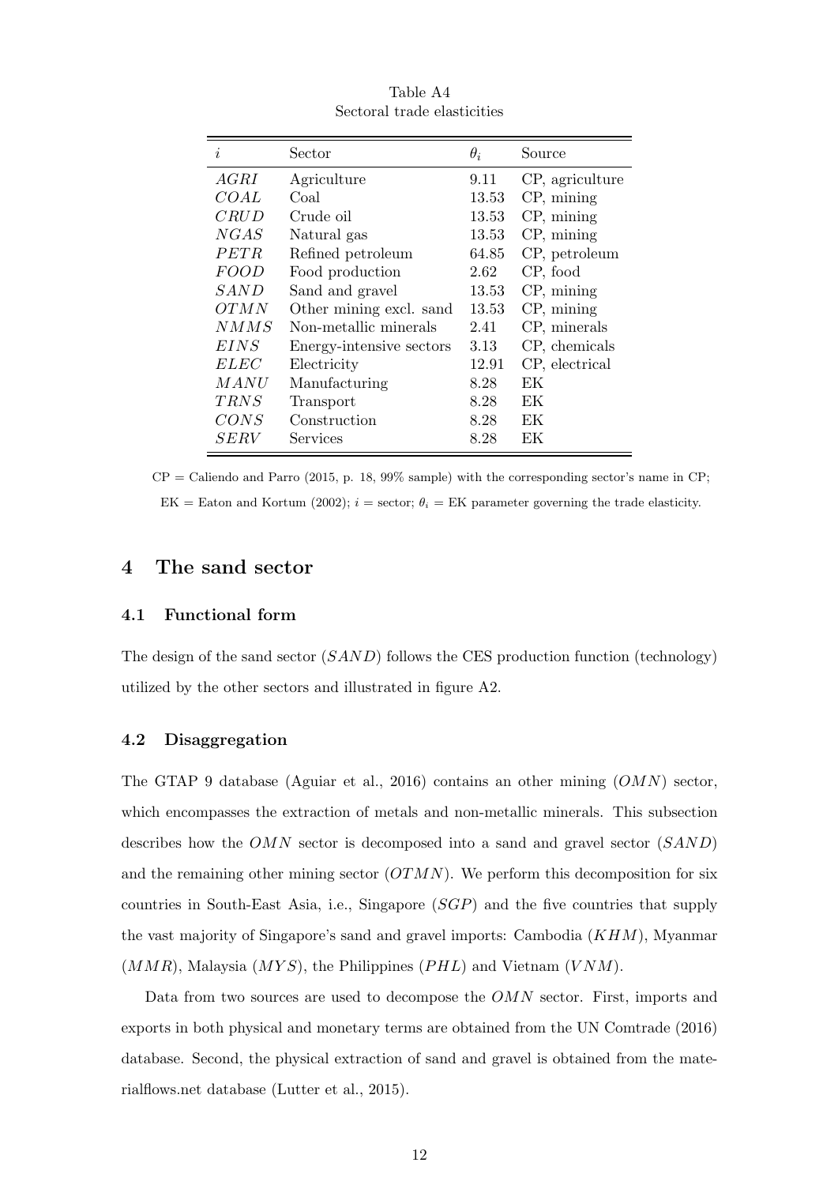Table A4
Sectoral trade elasticities

| $i$ | Sector | $\theta_i$ | Source |
|---|---|---|---|
| $AGRI$ | Agriculture | 9.11 | CP, agriculture |
| $COAL$ | Coal | 13.53 | CP, mining |
| $CRUD$ | Crude oil | 13.53 | CP, mining |
| $NGAS$ | Natural gas | 13.53 | CP, mining |
| $PETR$ | Refined petroleum | 64.85 | CP, petroleum |
| $FOOD$ | Food production | 2.62 | CP, food |
| $SAND$ | Sand and gravel | 13.53 | CP, mining |
| $OTMN$ | Other mining excl. sand | 13.53 | CP, mining |
| $NMMS$ | Non-metallic minerals | 2.41 | CP, minerals |
| $EINS$ | Energy-intensive sectors | 3.13 | CP, chemicals |
| $ELEC$ | Electricity | 12.91 | CP, electrical |
| $MANU$ | Manufacturing | 8.28 | EK |
| $TRNS$ | Transport | 8.28 | EK |
| $CONS$ | Construction | 8.28 | EK |
| $SERV$ | Services | 8.28 | EK |

CP = Caliendo and Parro (2015, p. 18, 99% sample) with the corresponding sector's name in CP; EK = Eaton and Kortum (2002); $i$ = sector; $\theta_i$ = EK parameter governing the trade elasticity.

## 4 The sand sector

### 4.1 Functional form

The design of the sand sector ($SAND$) follows the CES production function (technology) utilized by the other sectors and illustrated in figure A2.

### 4.2 Disaggregation

The GTAP 9 database (Aguiar et al., 2016) contains an other mining ($OMN$) sector, which encompasses the extraction of metals and non-metallic minerals. This subsection describes how the $OMN$ sector is decomposed into a sand and gravel sector ($SAND$) and the remaining other mining sector ($OTMN$). We perform this decomposition for six countries in South-East Asia, i.e., Singapore ($SGP$) and the five countries that supply the vast majority of Singapore's sand and gravel imports: Cambodia ($KHM$), Myanmar ($MMR$), Malaysia ($MYS$), the Philippines ($PHL$) and Vietnam ($VNM$).

Data from two sources are used to decompose the $OMN$ sector. First, imports and exports in both physical and monetary terms are obtained from the UN Comtrade (2016) database. Second, the physical extraction of sand and gravel is obtained from the materialflows.net database (Lutter et al., 2015).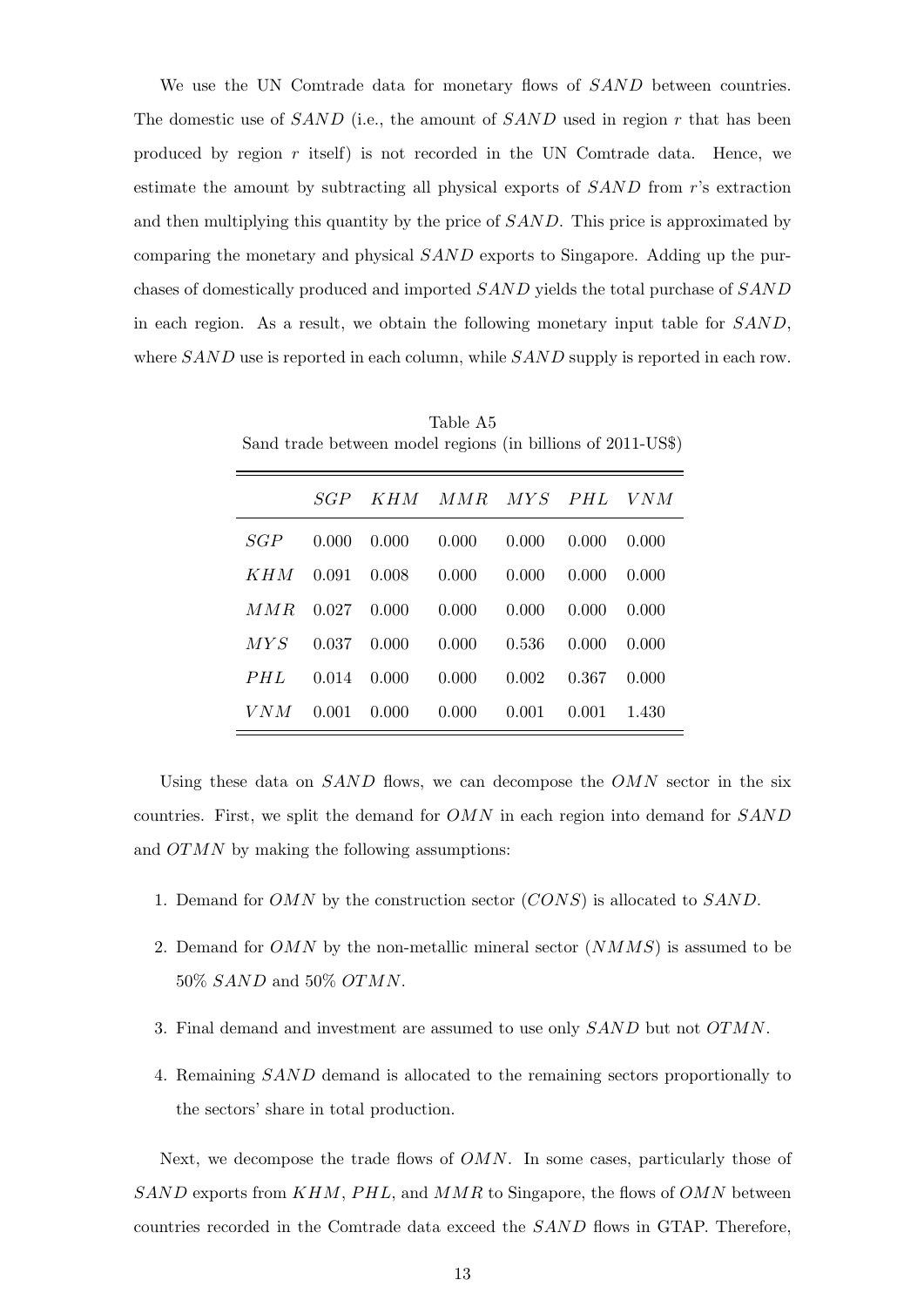We use the UN Comtrade data for monetary flows of $SAND$ between countries. The domestic use of $SAND$ (i.e., the amount of $SAND$ used in region $r$ that has been produced by region $r$ itself) is not recorded in the UN Comtrade data. Hence, we estimate the amount by subtracting all physical exports of $SAND$ from $r$'s extraction and then multiplying this quantity by the price of $SAND$. This price is approximated by comparing the monetary and physical $SAND$ exports to Singapore. Adding up the purchases of domestically produced and imported $SAND$ yields the total purchase of $SAND$ in each region. As a result, we obtain the following monetary input table for $SAND$, where $SAND$ use is reported in each column, while $SAND$ supply is reported in each row.

Table A5
Sand trade between model regions (in billions of 2011-US$)

| | $SGP$ | $KHM$ | $MMR$ | $MYS$ | $PHL$ | $VNM$ |
|---|---|---|---|---|---|---|
| $SGP$ | 0.000 | 0.000 | 0.000 | 0.000 | 0.000 | 0.000 |
| $KHM$ | 0.091 | 0.008 | 0.000 | 0.000 | 0.000 | 0.000 |
| $MMR$ | 0.027 | 0.000 | 0.000 | 0.000 | 0.000 | 0.000 |
| $MYS$ | 0.037 | 0.000 | 0.000 | 0.536 | 0.000 | 0.000 |
| $PHL$ | 0.014 | 0.000 | 0.000 | 0.002 | 0.367 | 0.000 |
| $VNM$ | 0.001 | 0.000 | 0.000 | 0.001 | 0.001 | 1.430 |

Using these data on $SAND$ flows, we can decompose the $OMN$ sector in the six countries. First, we split the demand for $OMN$ in each region into demand for $SAND$ and $OTMN$ by making the following assumptions:

1. Demand for $OMN$ by the construction sector ($CONS$) is allocated to $SAND$.
2. Demand for $OMN$ by the non-metallic mineral sector ($NMMS$) is assumed to be 50% $SAND$ and 50% $OTMN$.
3. Final demand and investment are assumed to use only $SAND$ but not $OTMN$.
4. Remaining $SAND$ demand is allocated to the remaining sectors proportionally to the sectors' share in total production.

Next, we decompose the trade flows of $OMN$. In some cases, particularly those of $SAND$ exports from $KHM$, $PHL$, and $MMR$ to Singapore, the flows of $OMN$ between countries recorded in the Comtrade data exceed the $SAND$ flows in GTAP. Therefore,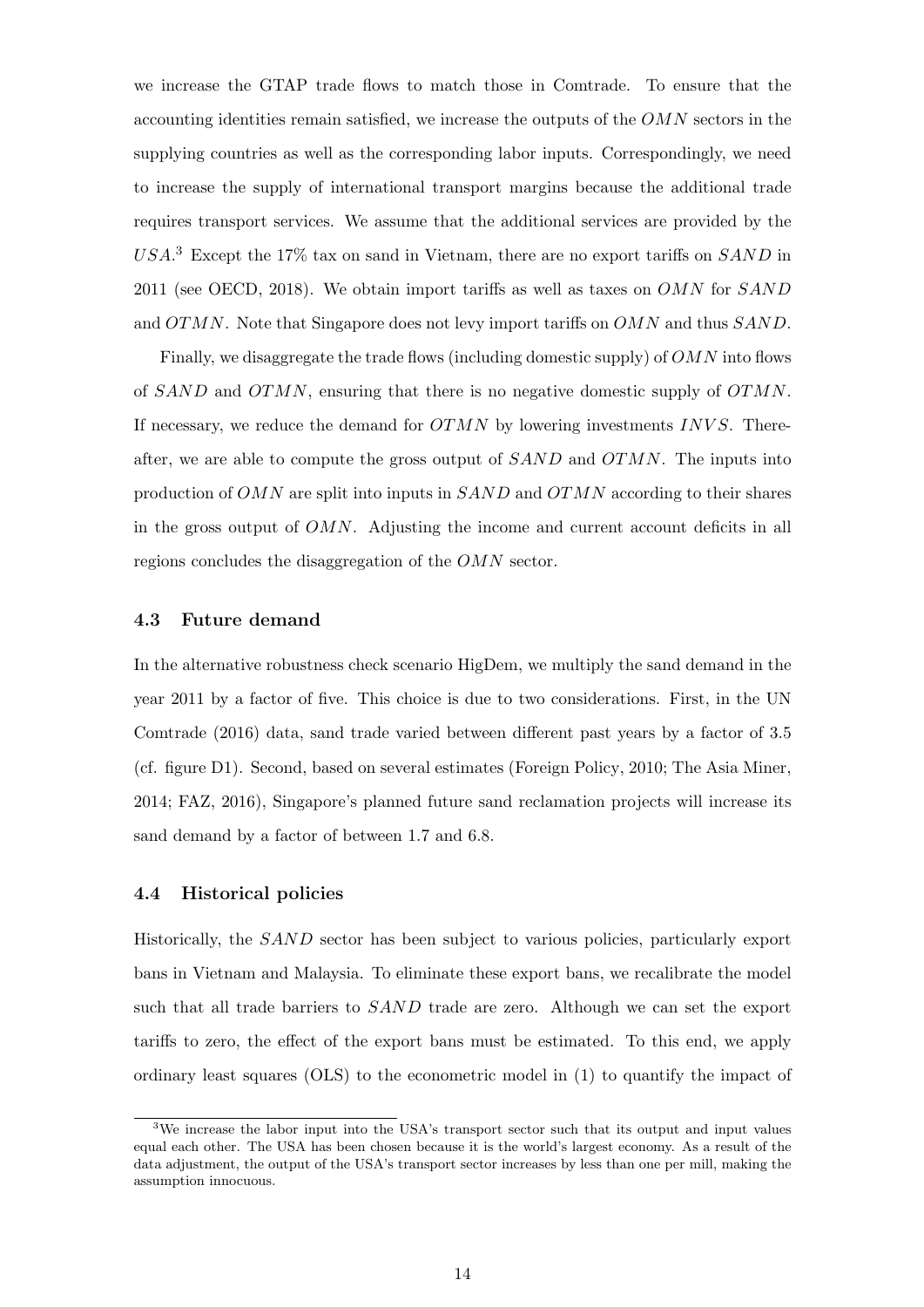we increase the GTAP trade flows to match those in Comtrade. To ensure that the accounting identities remain satisfied, we increase the outputs of the $OMN$ sectors in the supplying countries as well as the corresponding labor inputs. Correspondingly, we need to increase the supply of international transport margins because the additional trade requires transport services. We assume that the additional services are provided by the $USA$.[3] Except the 17% tax on sand in Vietnam, there are no export tariffs on $SAND$ in 2011 (see OECD, 2018). We obtain import tariffs as well as taxes on $OMN$ for $SAND$ and $OTMN$. Note that Singapore does not levy import tariffs on $OMN$ and thus $SAND$.

Finally, we disaggregate the trade flows (including domestic supply) of $OMN$ into flows of $SAND$ and $OTMN$, ensuring that there is no negative domestic supply of $OTMN$. If necessary, we reduce the demand for $OTMN$ by lowering investments $INVS$. Thereafter, we are able to compute the gross output of $SAND$ and $OTMN$. The inputs into production of $OMN$ are split into inputs in $SAND$ and $OTMN$ according to their shares in the gross output of $OMN$. Adjusting the income and current account deficits in all regions concludes the disaggregation of the $OMN$ sector.

### 4.3 Future demand

In the alternative robustness check scenario HigDem, we multiply the sand demand in the year 2011 by a factor of five. This choice is due to two considerations. First, in the UN Comtrade (2016) data, sand trade varied between different past years by a factor of 3.5 (cf. figure D1). Second, based on several estimates (Foreign Policy, 2010; The Asia Miner, 2014; FAZ, 2016), Singapore's planned future sand reclamation projects will increase its sand demand by a factor of between 1.7 and 6.8.

### 4.4 Historical policies

Historically, the $SAND$ sector has been subject to various policies, particularly export bans in Vietnam and Malaysia. To eliminate these export bans, we recalibrate the model such that all trade barriers to $SAND$ trade are zero. Although we can set the export tariffs to zero, the effect of the export bans must be estimated. To this end, we apply ordinary least squares (OLS) to the econometric model in (1) to quantify the impact of

[3] We increase the labor input into the USA's transport sector such that its output and input values equal each other. The USA has been chosen because it is the world's largest economy. As a result of the data adjustment, the output of the USA's transport sector increases by less than one per mill, making the assumption innocuous.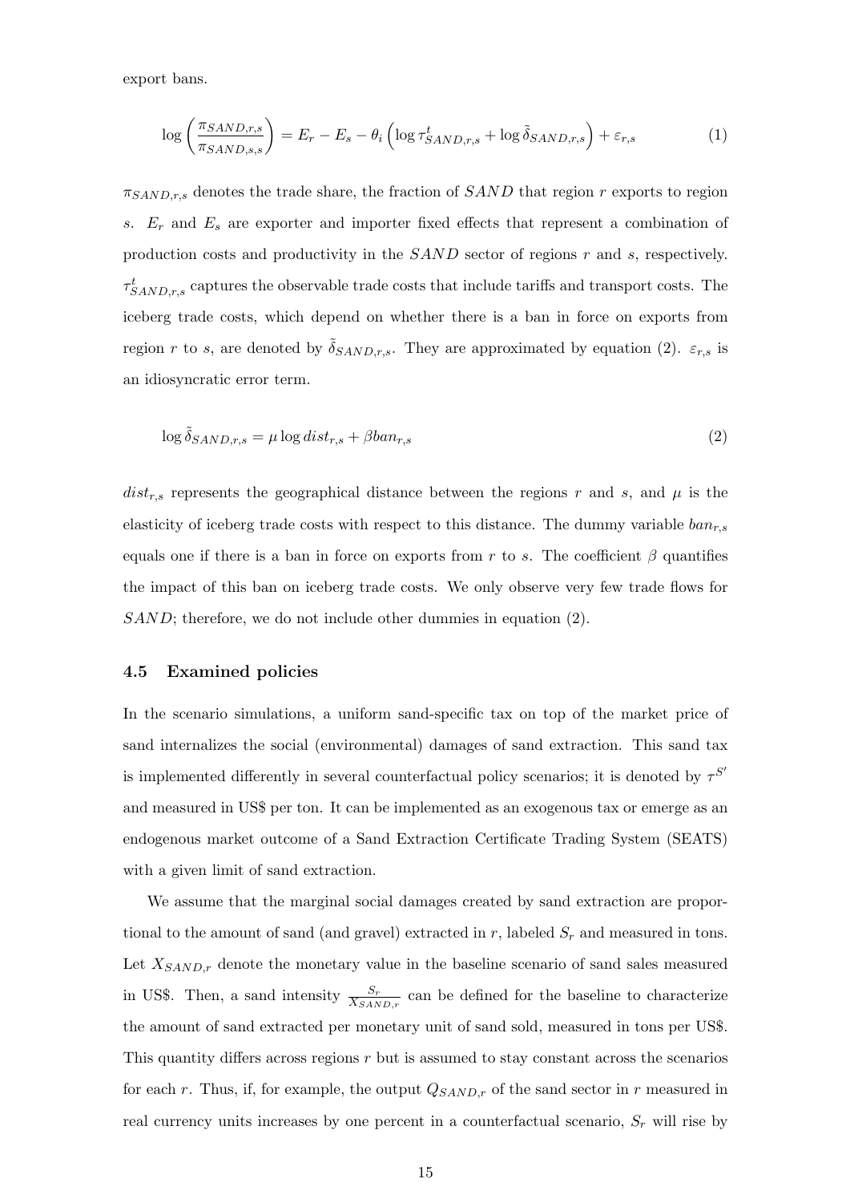export bans.

$$\log\left(\frac{\pi_{SAND,r,s}}{\pi_{SAND,s,s}}\right) = E_r - E_s - \theta_i\left(\log \tau^t_{SAND,r,s} + \log \tilde{\tilde{\delta}}_{SAND,r,s}\right) + \varepsilon_{r,s} \tag{1}$$

$\pi_{SAND,r,s}$ denotes the trade share, the fraction of $SAND$ that region $r$ exports to region $s$. $E_r$ and $E_s$ are exporter and importer fixed effects that represent a combination of production costs and productivity in the $SAND$ sector of regions $r$ and $s$, respectively. $\tau^t_{SAND,r,s}$ captures the observable trade costs that include tariffs and transport costs. The iceberg trade costs, which depend on whether there is a ban in force on exports from region $r$ to $s$, are denoted by $\tilde{\tilde{\delta}}_{SAND,r,s}$. They are approximated by equation (2). $\varepsilon_{r,s}$ is an idiosyncratic error term.

$$\log \tilde{\tilde{\delta}}_{SAND,r,s} = \mu \log dist_{r,s} + \beta ban_{r,s} \tag{2}$$

$dist_{r,s}$ represents the geographical distance between the regions $r$ and $s$, and $\mu$ is the elasticity of iceberg trade costs with respect to this distance. The dummy variable $ban_{r,s}$ equals one if there is a ban in force on exports from $r$ to $s$. The coefficient $\beta$ quantifies the impact of this ban on iceberg trade costs. We only observe very few trade flows for $SAND$; therefore, we do not include other dummies in equation (2).

### 4.5 Examined policies

In the scenario simulations, a uniform sand-specific tax on top of the market price of sand internalizes the social (environmental) damages of sand extraction. This sand tax is implemented differently in several counterfactual policy scenarios; it is denoted by $\tau^{S'}$ and measured in US$ per ton. It can be implemented as an exogenous tax or emerge as an endogenous market outcome of a Sand Extraction Certificate Trading System (SEATS) with a given limit of sand extraction.

We assume that the marginal social damages created by sand extraction are proportional to the amount of sand (and gravel) extracted in $r$, labeled $S_r$ and measured in tons. Let $X_{SAND,r}$ denote the monetary value in the baseline scenario of sand sales measured in US$. Then, a sand intensity $\frac{S_r}{X_{SAND,r}}$ can be defined for the baseline to characterize the amount of sand extracted per monetary unit of sand sold, measured in tons per US$. This quantity differs across regions $r$ but is assumed to stay constant across the scenarios for each $r$. Thus, if, for example, the output $Q_{SAND,r}$ of the sand sector in $r$ measured in real currency units increases by one percent in a counterfactual scenario, $S_r$ will rise by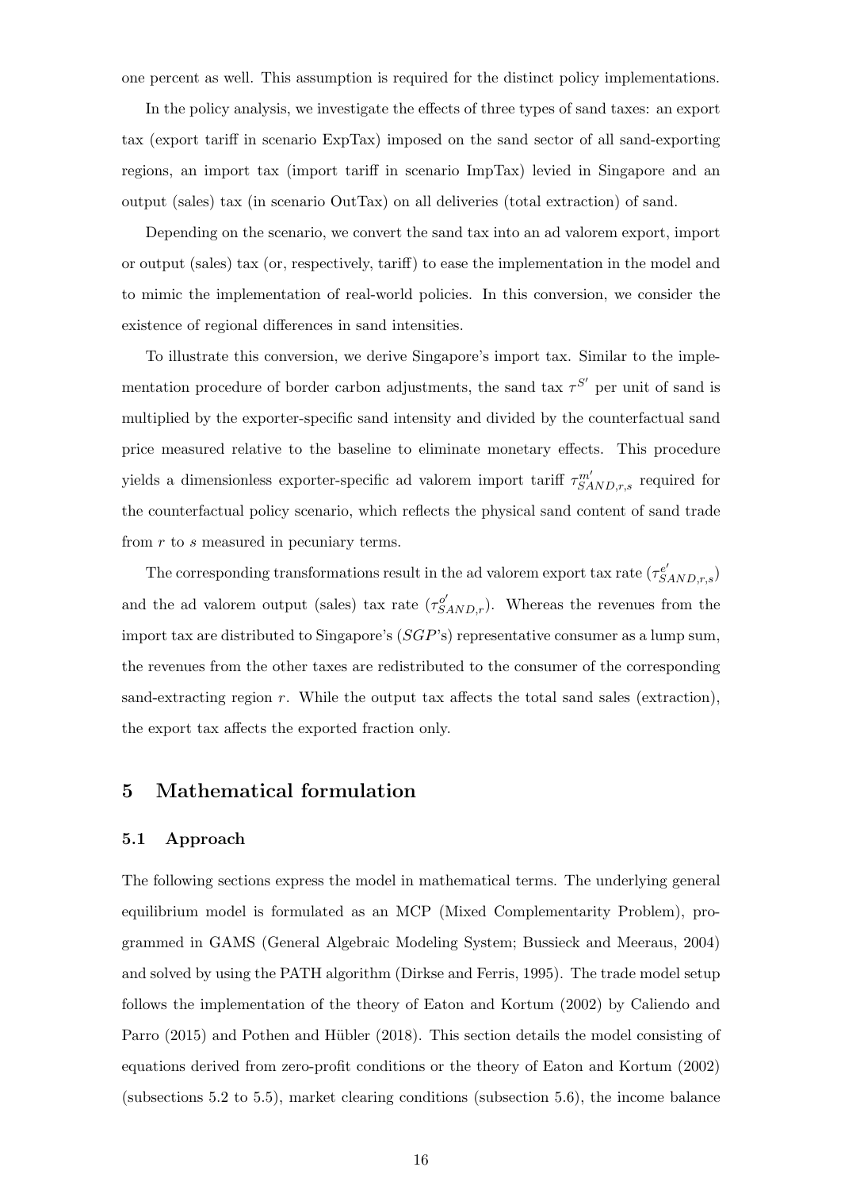one percent as well. This assumption is required for the distinct policy implementations.

In the policy analysis, we investigate the effects of three types of sand taxes: an export tax (export tariff in scenario ExpTax) imposed on the sand sector of all sand-exporting regions, an import tax (import tariff in scenario ImpTax) levied in Singapore and an output (sales) tax (in scenario OutTax) on all deliveries (total extraction) of sand.

Depending on the scenario, we convert the sand tax into an ad valorem export, import or output (sales) tax (or, respectively, tariff) to ease the implementation in the model and to mimic the implementation of real-world policies. In this conversion, we consider the existence of regional differences in sand intensities.

To illustrate this conversion, we derive Singapore's import tax. Similar to the implementation procedure of border carbon adjustments, the sand tax $\tau^{S'}$ per unit of sand is multiplied by the exporter-specific sand intensity and divided by the counterfactual sand price measured relative to the baseline to eliminate monetary effects. This procedure yields a dimensionless exporter-specific ad valorem import tariff $\tau^{m'}_{SAND,r,s}$ required for the counterfactual policy scenario, which reflects the physical sand content of sand trade from $r$ to $s$ measured in pecuniary terms.

The corresponding transformations result in the ad valorem export tax rate ($\tau^{e'}_{SAND,r,s}$) and the ad valorem output (sales) tax rate ($\tau^{o'}_{SAND,r}$). Whereas the revenues from the import tax are distributed to Singapore's ($SGP$'s) representative consumer as a lump sum, the revenues from the other taxes are redistributed to the consumer of the corresponding sand-extracting region $r$. While the output tax affects the total sand sales (extraction), the export tax affects the exported fraction only.

## 5 Mathematical formulation

### 5.1 Approach

The following sections express the model in mathematical terms. The underlying general equilibrium model is formulated as an MCP (Mixed Complementarity Problem), programmed in GAMS (General Algebraic Modeling System; Bussieck and Meeraus, 2004) and solved by using the PATH algorithm (Dirkse and Ferris, 1995). The trade model setup follows the implementation of the theory of Eaton and Kortum (2002) by Caliendo and Parro (2015) and Pothen and Hübler (2018). This section details the model consisting of equations derived from zero-profit conditions or the theory of Eaton and Kortum (2002) (subsections 5.2 to 5.5), market clearing conditions (subsection 5.6), the income balance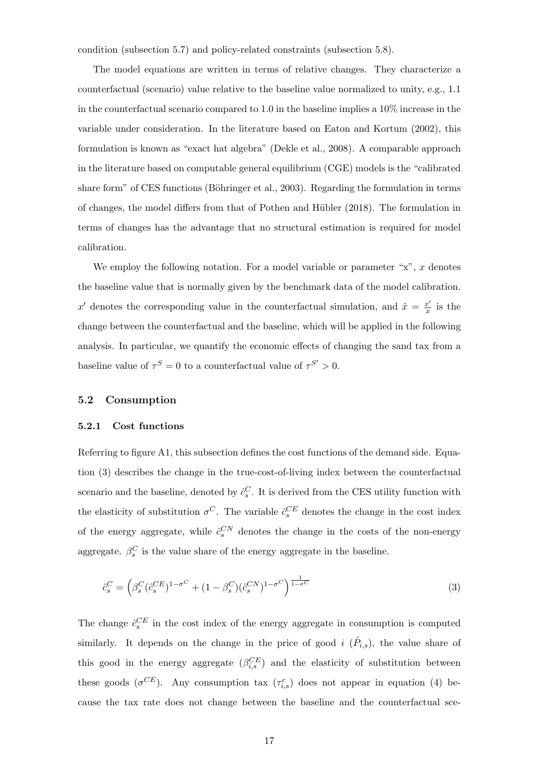condition (subsection 5.7) and policy-related constraints (subsection 5.8).

The model equations are written in terms of relative changes. They characterize a counterfactual (scenario) value relative to the baseline value normalized to unity, e.g., 1.1 in the counterfactual scenario compared to 1.0 in the baseline implies a 10% increase in the variable under consideration. In the literature based on Eaton and Kortum (2002), this formulation is known as "exact hat algebra" (Dekle et al., 2008). A comparable approach in the literature based on computable general equilibrium (CGE) models is the "calibrated share form" of CES functions (Böhringer et al., 2003). Regarding the formulation in terms of changes, the model differs from that of Pothen and Hübler (2018). The formulation in terms of changes has the advantage that no structural estimation is required for model calibration.

We employ the following notation. For a model variable or parameter "x", $x$ denotes the baseline value that is normally given by the benchmark data of the model calibration. $x'$ denotes the corresponding value in the counterfactual simulation, and $\hat{x} = \frac{x'}{x}$ is the change between the counterfactual and the baseline, which will be applied in the following analysis. In particular, we quantify the economic effects of changing the sand tax from a baseline value of $\tau^S = 0$ to a counterfactual value of $\tau^{S'} > 0$.

## 5.2 Consumption

### 5.2.1 Cost functions

Referring to figure A1, this subsection defines the cost functions of the demand side. Equation (3) describes the change in the true-cost-of-living index between the counterfactual scenario and the baseline, denoted by $\hat{c}_s^C$. It is derived from the CES utility function with the elasticity of substitution $\sigma^C$. The variable $\hat{c}_s^{CE}$ denotes the change in the cost index of the energy aggregate, while $\hat{c}_s^{CN}$ denotes the change in the costs of the non-energy aggregate. $\beta_s^C$ is the value share of the energy aggregate in the baseline.

$$\hat{c}_s^C = \left(\beta_s^C (\hat{c}_s^{CE})^{1-\sigma^C} + (1-\beta_s^C)(\hat{c}_s^{CN})^{1-\sigma^C}\right)^{\frac{1}{1-\sigma^C}} \tag{3}$$

The change $\hat{c}_s^{CE}$ in the cost index of the energy aggregate in consumption is computed similarly. It depends on the change in the price of good $i$ ($\hat{P}_{i,s}$), the value share of this good in the energy aggregate ($\beta_{i,s}^{CE}$) and the elasticity of substitution between these goods ($\sigma^{CE}$). Any consumption tax ($\tau_{i,s}^c$) does not appear in equation (4) because the tax rate does not change between the baseline and the counterfactual sce-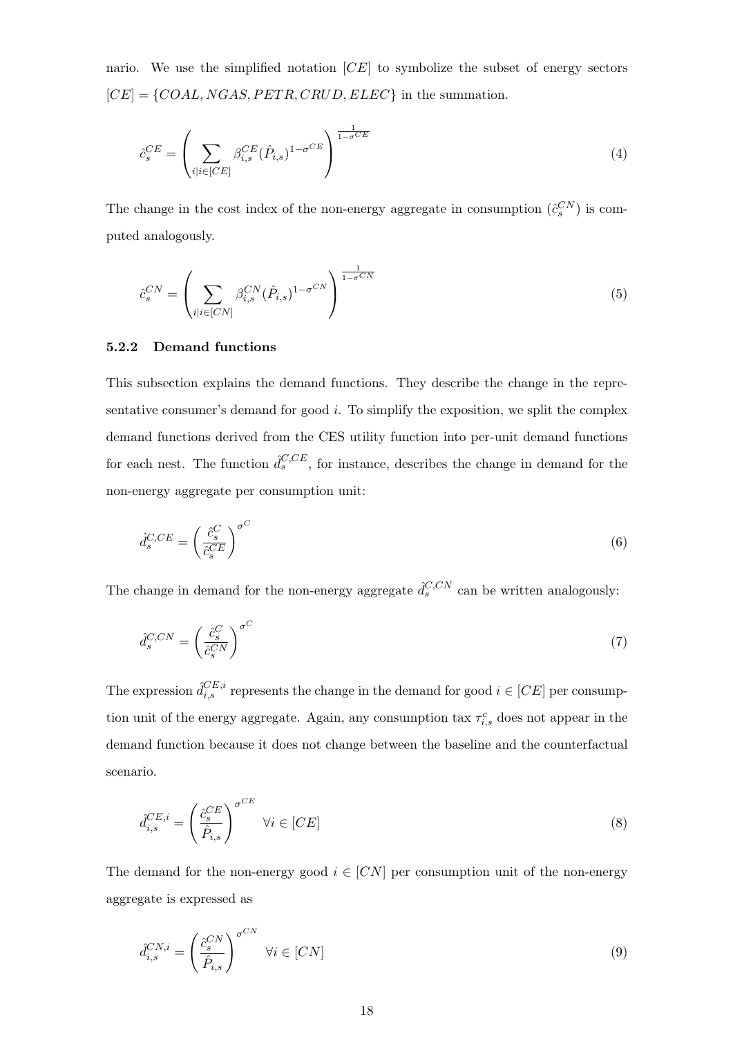nario. We use the simplified notation $[CE]$ to symbolize the subset of energy sectors $[CE] = \{COAL, NGAS, PETR, CRUD, ELEC\}$ in the summation.

$$\hat{c}_s^{CE} = \left( \sum_{i|i \in [CE]} \beta_{i,s}^{CE} (\hat{P}_{i,s})^{1-\sigma^{CE}} \right)^{\frac{1}{1-\sigma^{CE}}} \tag{4}$$

The change in the cost index of the non-energy aggregate in consumption ($\hat{c}_s^{CN}$) is computed analogously.

$$\hat{c}_s^{CN} = \left( \sum_{i|i \in [CN]} \beta_{i,s}^{CN} (\hat{P}_{i,s})^{1-\sigma^{CN}} \right)^{\frac{1}{1-\sigma^{CN}}} \tag{5}$$

### 5.2.2 Demand functions

This subsection explains the demand functions. They describe the change in the representative consumer's demand for good $i$. To simplify the exposition, we split the complex demand functions derived from the CES utility function into per-unit demand functions for each nest. The function $\hat{d}_s^{C,CE}$, for instance, describes the change in demand for the non-energy aggregate per consumption unit:

$$\hat{d}_s^{C,CE} = \left( \frac{\hat{c}_s^{C}}{\hat{c}_s^{CE}} \right)^{\sigma^C} \tag{6}$$

The change in demand for the non-energy aggregate $\hat{d}_s^{C,CN}$ can be written analogously:

$$\hat{d}_s^{C,CN} = \left( \frac{\hat{c}_s^{C}}{\hat{c}_s^{CN}} \right)^{\sigma^C} \tag{7}$$

The expression $\hat{d}_{i,s}^{CE,i}$ represents the change in the demand for good $i \in [CE]$ per consumption unit of the energy aggregate. Again, any consumption tax $\tau_{i,s}^{c}$ does not appear in the demand function because it does not change between the baseline and the counterfactual scenario.

$$\hat{d}_{i,s}^{CE,i} = \left( \frac{\hat{c}_s^{CE}}{\hat{P}_{i,s}} \right)^{\sigma^{CE}} \quad \forall i \in [CE] \tag{8}$$

The demand for the non-energy good $i \in [CN]$ per consumption unit of the non-energy aggregate is expressed as

$$\hat{d}_{i,s}^{CN,i} = \left( \frac{\hat{c}_s^{CN}}{\hat{P}_{i,s}} \right)^{\sigma^{CN}} \quad \forall i \in [CN] \tag{9}$$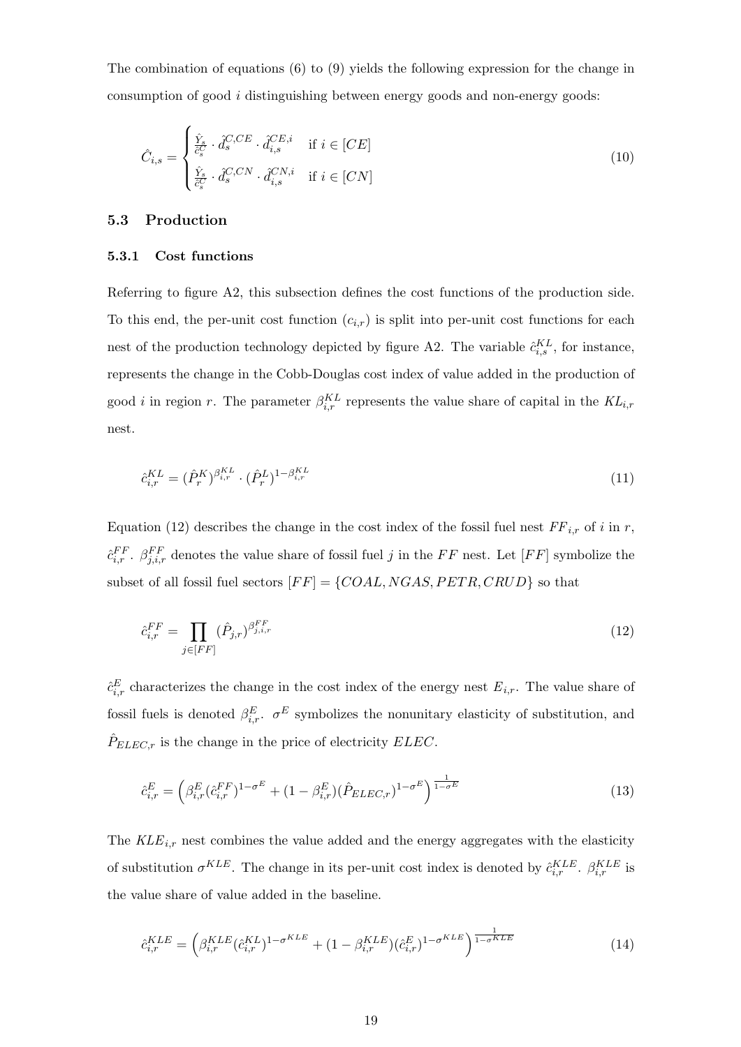The combination of equations (6) to (9) yields the following expression for the change in consumption of good $i$ distinguishing between energy goods and non-energy goods:

$$\hat{C}_{i,s} = \begin{cases} \frac{\hat{Y}_s}{\hat{c}_s^C} \cdot \hat{d}_s^{C,CE} \cdot \hat{d}_{i,s}^{CE,i} & \text{if } i \in [CE] \\ \frac{\hat{Y}_s}{\hat{c}_s^C} \cdot \hat{d}_s^{C,CN} \cdot \hat{d}_{i,s}^{CN,i} & \text{if } i \in [CN] \end{cases} \tag{10}$$

## 5.3 Production

### 5.3.1 Cost functions

Referring to figure A2, this subsection defines the cost functions of the production side. To this end, the per-unit cost function ($c_{i,r}$) is split into per-unit cost functions for each nest of the production technology depicted by figure A2. The variable $\hat{c}_{i,s}^{KL}$, for instance, represents the change in the Cobb-Douglas cost index of value added in the production of good $i$ in region $r$. The parameter $\beta_{i,r}^{KL}$ represents the value share of capital in the $KL_{i,r}$ nest.

$$\hat{c}_{i,r}^{KL} = (\hat{P}_r^K)^{\beta_{i,r}^{KL}} \cdot (\hat{P}_r^L)^{1-\beta_{i,r}^{KL}} \tag{11}$$

Equation (12) describes the change in the cost index of the fossil fuel nest $FF_{i,r}$ of $i$ in $r$, $\hat{c}_{i,r}^{FF}$. $\beta_{j,i,r}^{FF}$ denotes the value share of fossil fuel $j$ in the $FF$ nest. Let $[FF]$ symbolize the subset of all fossil fuel sectors $[FF] = \{COAL, NGAS, PETR, CRUD\}$ so that

$$\hat{c}_{i,r}^{FF} = \prod_{j \in [FF]} (\hat{P}_{j,r})^{\beta_{j,i,r}^{FF}} \tag{12}$$

$\hat{c}_{i,r}^{E}$ characterizes the change in the cost index of the energy nest $E_{i,r}$. The value share of fossil fuels is denoted $\beta_{i,r}^{E}$. $\sigma^E$ symbolizes the nonunitary elasticity of substitution, and $\hat{P}_{ELEC,r}$ is the change in the price of electricity $ELEC$.

$$\hat{c}_{i,r}^{E} = \left(\beta_{i,r}^{E}(\hat{c}_{i,r}^{FF})^{1-\sigma^E} + (1-\beta_{i,r}^{E})(\hat{P}_{ELEC,r})^{1-\sigma^E}\right)^{\frac{1}{1-\sigma^E}} \tag{13}$$

The $KLE_{i,r}$ nest combines the value added and the energy aggregates with the elasticity of substitution $\sigma^{KLE}$. The change in its per-unit cost index is denoted by $\hat{c}_{i,r}^{KLE}$. $\beta_{i,r}^{KLE}$ is the value share of value added in the baseline.

$$\hat{c}_{i,r}^{KLE} = \left(\beta_{i,r}^{KLE}(\hat{c}_{i,r}^{KL})^{1-\sigma^{KLE}} + (1-\beta_{i,r}^{KLE})(\hat{c}_{i,r}^{E})^{1-\sigma^{KLE}}\right)^{\frac{1}{1-\sigma^{KLE}}} \tag{14}$$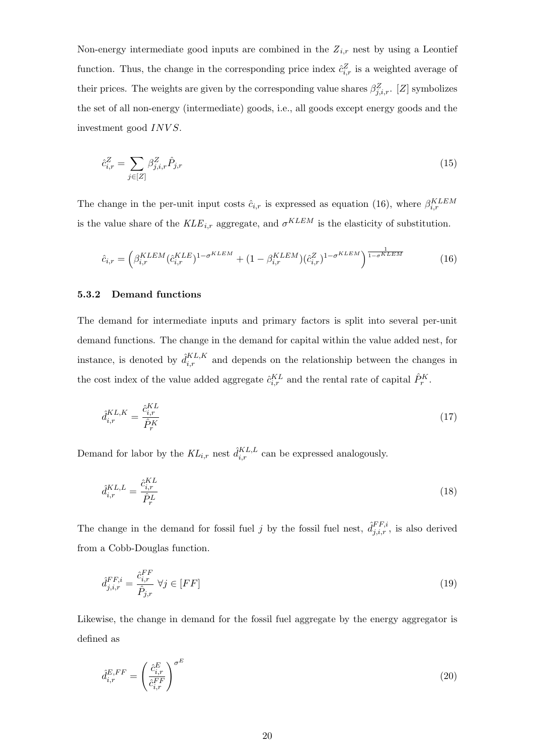Non-energy intermediate good inputs are combined in the $Z_{i,r}$ nest by using a Leontief function. Thus, the change in the corresponding price index $\hat{c}^{Z}_{i,r}$ is a weighted average of their prices. The weights are given by the corresponding value shares $\beta^{Z}_{j,i,r}$. $[Z]$ symbolizes the set of all non-energy (intermediate) goods, i.e., all goods except energy goods and the investment good $INVS$.

$$\hat{c}^{Z}_{i,r} = \sum_{j \in [Z]} \beta^{Z}_{j,i,r} \hat{P}_{j,r} \tag{15}$$

The change in the per-unit input costs $\hat{c}_{i,r}$ is expressed as equation (16), where $\beta^{KLEM}_{i,r}$ is the value share of the $KLE_{i,r}$ aggregate, and $\sigma^{KLEM}$ is the elasticity of substitution.

$$\hat{c}_{i,r} = \left( \beta^{KLEM}_{i,r} (\hat{c}^{KLE}_{i,r})^{1-\sigma^{KLEM}} + (1 - \beta^{KLEM}_{i,r})(\hat{c}^{Z}_{i,r})^{1-\sigma^{KLEM}} \right)^{\frac{1}{1-\sigma^{KLEM}}} \tag{16}$$

### 5.3.2 Demand functions

The demand for intermediate inputs and primary factors is split into several per-unit demand functions. The change in the demand for capital within the value added nest, for instance, is denoted by $\hat{d}^{KL,K}_{i,r}$ and depends on the relationship between the changes in the cost index of the value added aggregate $\hat{c}^{KL}_{i,r}$ and the rental rate of capital $\hat{P}^{K}_{r}$.

$$\hat{d}^{KL,K}_{i,r} = \frac{\hat{c}^{KL}_{i,r}}{\hat{P}^{K}_{r}} \tag{17}$$

Demand for labor by the $KL_{i,r}$ nest $\hat{d}^{KL,L}_{i,r}$ can be expressed analogously.

$$\hat{d}^{KL,L}_{i,r} = \frac{\hat{c}^{KL}_{i,r}}{\hat{P}^{L}_{r}} \tag{18}$$

The change in the demand for fossil fuel $j$ by the fossil fuel nest, $\hat{d}^{FF,i}_{j,i,r}$, is also derived from a Cobb-Douglas function.

$$\hat{d}^{FF,i}_{j,i,r} = \frac{\hat{c}^{FF}_{i,r}}{\hat{P}_{j,r}} \; \forall j \in [FF] \tag{19}$$

Likewise, the change in demand for the fossil fuel aggregate by the energy aggregator is defined as

$$\hat{d}^{E,FF}_{i,r} = \left( \frac{\hat{c}^{E}_{i,r}}{\hat{c}^{FF}_{i,r}} \right)^{\sigma^{E}} \tag{20}$$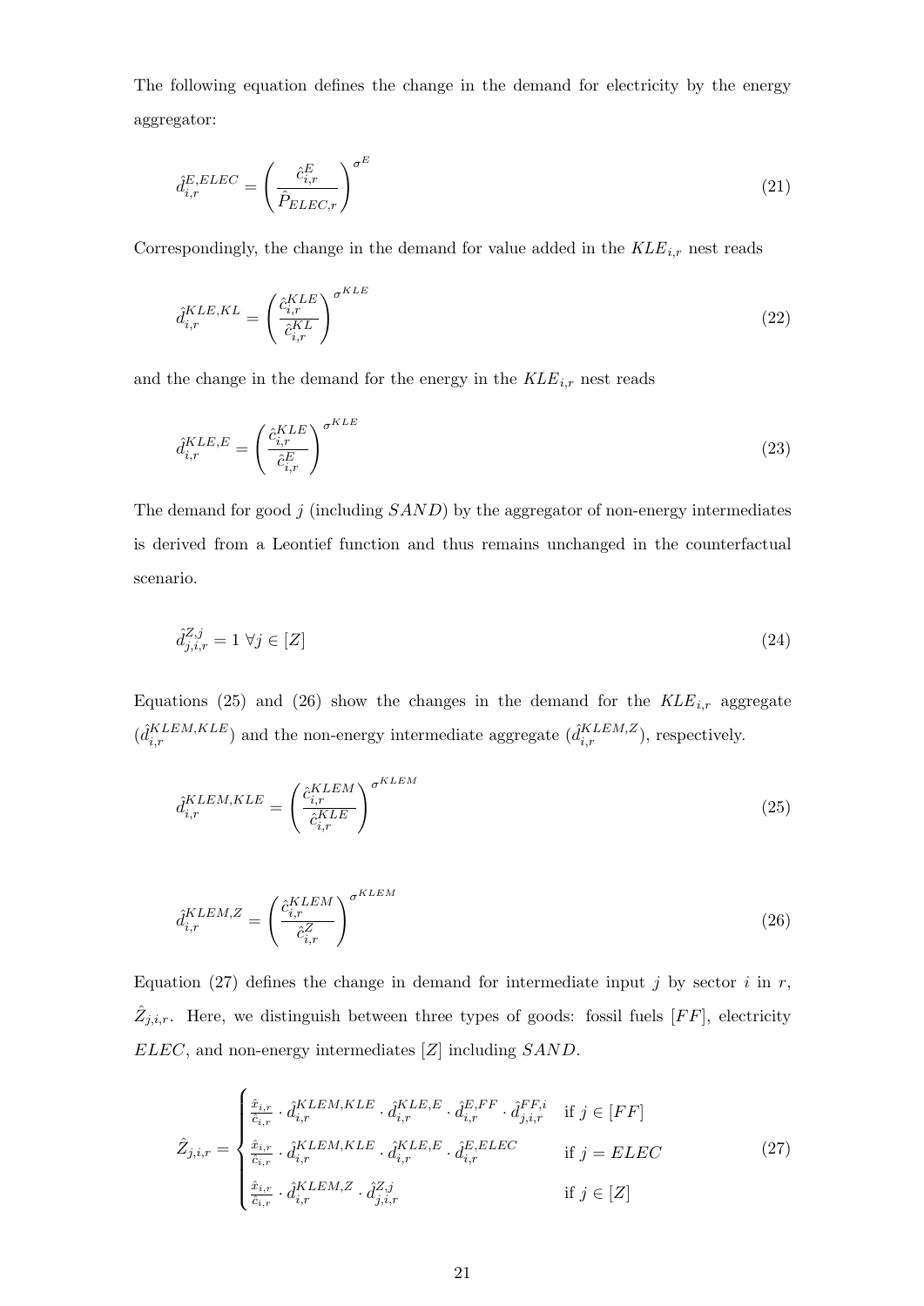The following equation defines the change in the demand for electricity by the energy aggregator:

$$\hat{d}_{i,r}^{E,ELEC} = \left( \frac{\hat{c}_{i,r}^{E}}{\hat{P}_{ELEC,r}} \right)^{\sigma^{E}} \tag{21}$$

Correspondingly, the change in the demand for value added in the $KLE_{i,r}$ nest reads

$$\hat{d}_{i,r}^{KLE,KL} = \left( \frac{\hat{c}_{i,r}^{KLE}}{\hat{c}_{i,r}^{KL}} \right)^{\sigma^{KLE}} \tag{22}$$

and the change in the demand for the energy in the $KLE_{i,r}$ nest reads

$$\hat{d}_{i,r}^{KLE,E} = \left( \frac{\hat{c}_{i,r}^{KLE}}{\hat{c}_{i,r}^{E}} \right)^{\sigma^{KLE}} \tag{23}$$

The demand for good $j$ (including $SAND$) by the aggregator of non-energy intermediates is derived from a Leontief function and thus remains unchanged in the counterfactual scenario.

$$\hat{d}_{j,i,r}^{Z,j} = 1 \ \forall j \in [Z] \tag{24}$$

Equations (25) and (26) show the changes in the demand for the $KLE_{i,r}$ aggregate ($\hat{d}_{i,r}^{KLEM,KLE}$) and the non-energy intermediate aggregate ($\hat{d}_{i,r}^{KLEM,Z}$), respectively.

$$\hat{d}_{i,r}^{KLEM,KLE} = \left( \frac{\hat{c}_{i,r}^{KLEM}}{\hat{c}_{i,r}^{KLE}} \right)^{\sigma^{KLEM}} \tag{25}$$

$$\hat{d}_{i,r}^{KLEM,Z} = \left( \frac{\hat{c}_{i,r}^{KLEM}}{\hat{c}_{i,r}^{Z}} \right)^{\sigma^{KLEM}} \tag{26}$$

Equation (27) defines the change in demand for intermediate input $j$ by sector $i$ in $r$, $\hat{Z}_{j,i,r}$. Here, we distinguish between three types of goods: fossil fuels $[FF]$, electricity $ELEC$, and non-energy intermediates $[Z]$ including $SAND$.

$$\hat{Z}_{j,i,r} = \begin{cases} \frac{\hat{x}_{i,r}}{\hat{c}_{i,r}} \cdot \hat{d}_{i,r}^{KLEM,KLE} \cdot \hat{d}_{i,r}^{KLE,E} \cdot \hat{d}_{i,r}^{E,FF} \cdot \hat{d}_{j,i,r}^{FF,i} & \text{if } j \in [FF] \\ \frac{\hat{x}_{i,r}}{\hat{c}_{i,r}} \cdot \hat{d}_{i,r}^{KLEM,KLE} \cdot \hat{d}_{i,r}^{KLE,E} \cdot \hat{d}_{i,r}^{E,ELEC} & \text{if } j = ELEC \\ \frac{\hat{x}_{i,r}}{\hat{c}_{i,r}} \cdot \hat{d}_{i,r}^{KLEM,Z} \cdot \hat{d}_{j,i,r}^{Z,j} & \text{if } j \in [Z] \end{cases} \tag{27}$$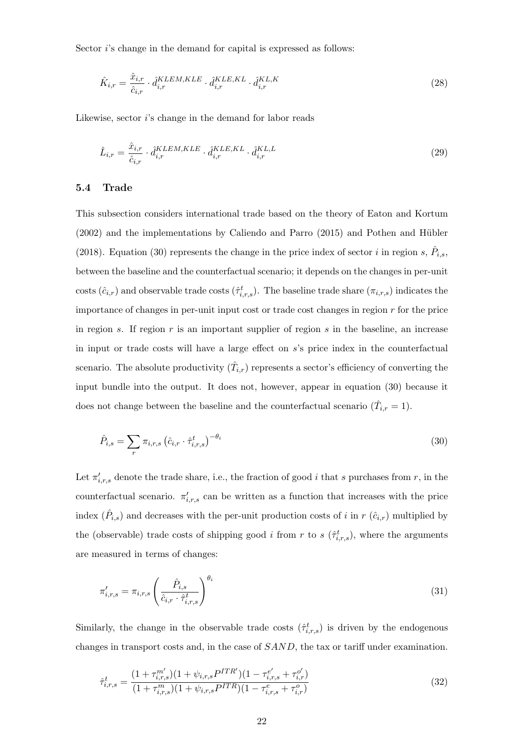Sector $i$'s change in the demand for capital is expressed as follows:

$$\hat{K}_{i,r} = \frac{\hat{x}_{i,r}}{\hat{c}_{i,r}} \cdot \hat{d}_{i,r}^{KLEM,KLE} \cdot \hat{d}_{i,r}^{KLE,KL} \cdot \hat{d}_{i,r}^{KL,K} \tag{28}$$

Likewise, sector $i$'s change in the demand for labor reads

$$\hat{L}_{i,r} = \frac{\hat{x}_{i,r}}{\hat{c}_{i,r}} \cdot \hat{d}_{i,r}^{KLEM,KLE} \cdot \hat{d}_{i,r}^{KLE,KL} \cdot \hat{d}_{i,r}^{KL,L} \tag{29}$$

### 5.4 Trade

This subsection considers international trade based on the theory of Eaton and Kortum (2002) and the implementations by Caliendo and Parro (2015) and Pothen and Hübler (2018). Equation (30) represents the change in the price index of sector $i$ in region $s$, $\hat{P}_{i,s}$, between the baseline and the counterfactual scenario; it depends on the changes in per-unit costs ($\hat{c}_{i,r}$) and observable trade costs ($\hat{\tau}_{i,r,s}^{t}$). The baseline trade share ($\pi_{i,r,s}$) indicates the importance of changes in per-unit input cost or trade cost changes in region $r$ for the price in region $s$. If region $r$ is an important supplier of region $s$ in the baseline, an increase in input or trade costs will have a large effect on $s$'s price index in the counterfactual scenario. The absolute productivity ($\hat{T}_{i,r}$) represents a sector's efficiency of converting the input bundle into the output. It does not, however, appear in equation (30) because it does not change between the baseline and the counterfactual scenario ($\hat{T}_{i,r} = 1$).

$$\hat{P}_{i,s} = \sum_{r} \pi_{i,r,s} \left(\hat{c}_{i,r} \cdot \hat{\tau}_{i,r,s}^{t}\right)^{-\theta_i} \tag{30}$$

Let $\pi'_{i,r,s}$ denote the trade share, i.e., the fraction of good $i$ that $s$ purchases from $r$, in the counterfactual scenario. $\pi'_{i,r,s}$ can be written as a function that increases with the price index ($\hat{P}_{i,s}$) and decreases with the per-unit production costs of $i$ in $r$ ($\hat{c}_{i,r}$) multiplied by the (observable) trade costs of shipping good $i$ from $r$ to $s$ ($\hat{\tau}_{i,r,s}^{t}$), where the arguments are measured in terms of changes:

$$\pi'_{i,r,s} = \pi_{i,r,s} \left(\frac{\hat{P}_{i,s}}{\hat{c}_{i,r} \cdot \hat{\tau}_{i,r,s}^{t}}\right)^{\theta_i} \tag{31}$$

Similarly, the change in the observable trade costs ($\hat{\tau}_{i,r,s}^{t}$) is driven by the endogenous changes in transport costs and, in the case of $SAND$, the tax or tariff under examination.

$$\hat{\tau}_{i,r,s}^{t} = \frac{(1 + \tau_{i,r,s}^{m'})(1 + \psi_{i,r,s} P^{ITR'})(1 - \tau_{i,r,s}^{e'} + \tau_{i,r}^{o'})}{(1 + \tau_{i,r,s}^{m})(1 + \psi_{i,r,s} P^{ITR})(1 - \tau_{i,r,s}^{e} + \tau_{i,r}^{o})} \tag{32}$$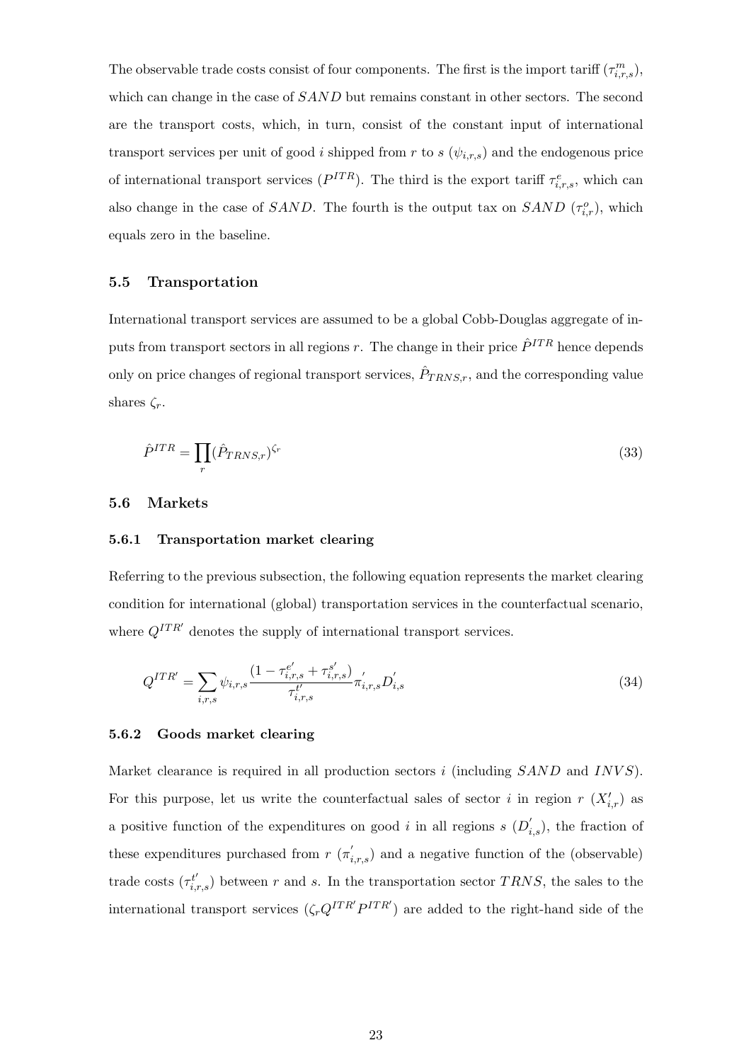The observable trade costs consist of four components. The first is the import tariff ($\tau^m_{i,r,s}$), which can change in the case of $SAND$ but remains constant in other sectors. The second are the transport costs, which, in turn, consist of the constant input of international transport services per unit of good $i$ shipped from $r$ to $s$ ($\psi_{i,r,s}$) and the endogenous price of international transport services ($P^{ITR}$). The third is the export tariff $\tau^e_{i,r,s}$, which can also change in the case of $SAND$. The fourth is the output tax on $SAND$ ($\tau^o_{i,r}$), which equals zero in the baseline.

### 5.5 Transportation

International transport services are assumed to be a global Cobb-Douglas aggregate of inputs from transport sectors in all regions $r$. The change in their price $\hat{P}^{ITR}$ hence depends only on price changes of regional transport services, $\hat{P}_{TRNS,r}$, and the corresponding value shares $\zeta_r$.

$$\hat{P}^{ITR} = \prod_r (\hat{P}_{TRNS,r})^{\zeta_r} \tag{33}$$

### 5.6 Markets

#### 5.6.1 Transportation market clearing

Referring to the previous subsection, the following equation represents the market clearing condition for international (global) transportation services in the counterfactual scenario, where $Q^{ITR'}$ denotes the supply of international transport services.

$$Q^{ITR'} = \sum_{i,r,s} \psi_{i,r,s} \frac{(1 - \tau^{e'}_{i,r,s} + \tau^{s'}_{i,r,s})}{\tau^{t'}_{i,r,s}} \pi^{'}_{i,r,s} D^{'}_{i,s} \tag{34}$$

#### 5.6.2 Goods market clearing

Market clearance is required in all production sectors $i$ (including $SAND$ and $INVS$). For this purpose, let us write the counterfactual sales of sector $i$ in region $r$ ($X'_{i,r}$) as a positive function of the expenditures on good $i$ in all regions $s$ ($D^{'}_{i,s}$), the fraction of these expenditures purchased from $r$ ($\pi^{'}_{i,r,s}$) and a negative function of the (observable) trade costs ($\tau^{t'}_{i,r,s}$) between $r$ and $s$. In the transportation sector $TRNS$, the sales to the international transport services ($\zeta_r Q^{ITR'} P^{ITR'}$) are added to the right-hand side of the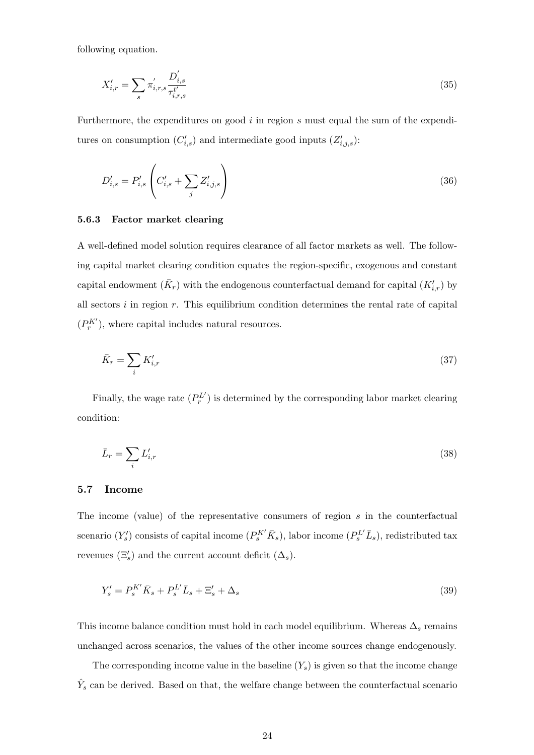following equation.

$$X'_{i,r} = \sum_{s} \pi'_{i,r,s} \frac{D'_{i,s}}{\tau^{t'}_{i,r,s}} \tag{35}$$

Furthermore, the expenditures on good $i$ in region $s$ must equal the sum of the expenditures on consumption ($C'_{i,s}$) and intermediate good inputs ($Z'_{i,j,s}$):

$$D'_{i,s} = P'_{i,s} \left( C'_{i,s} + \sum_{j} Z'_{i,j,s} \right) \tag{36}$$

### 5.6.3 Factor market clearing

A well-defined model solution requires clearance of all factor markets as well. The following capital market clearing condition equates the region-specific, exogenous and constant capital endowment ($\bar{K}_r$) with the endogenous counterfactual demand for capital ($K'_{i,r}$) by all sectors $i$ in region $r$. This equilibrium condition determines the rental rate of capital ($P^{K'}_r$), where capital includes natural resources.

$$\bar{K}_r = \sum_{i} K'_{i,r} \tag{37}$$

Finally, the wage rate ($P^{L'}_r$) is determined by the corresponding labor market clearing condition:

$$\bar{L}_r = \sum_{i} L'_{i,r} \tag{38}$$

## 5.7 Income

The income (value) of the representative consumers of region $s$ in the counterfactual scenario ($Y'_s$) consists of capital income ($P^{K'}_s \bar{K}_s$), labor income ($P^{L'}_s \bar{L}_s$), redistributed tax revenues ($\Xi'_s$) and the current account deficit ($\Delta_s$).

$$Y'_s = P^{K'}_s \bar{K}_s + P^{L'}_s \bar{L}_s + \Xi'_s + \Delta_s \tag{39}$$

This income balance condition must hold in each model equilibrium. Whereas $\Delta_s$ remains unchanged across scenarios, the values of the other income sources change endogenously.

The corresponding income value in the baseline ($Y_s$) is given so that the income change $\hat{Y}_s$ can be derived. Based on that, the welfare change between the counterfactual scenario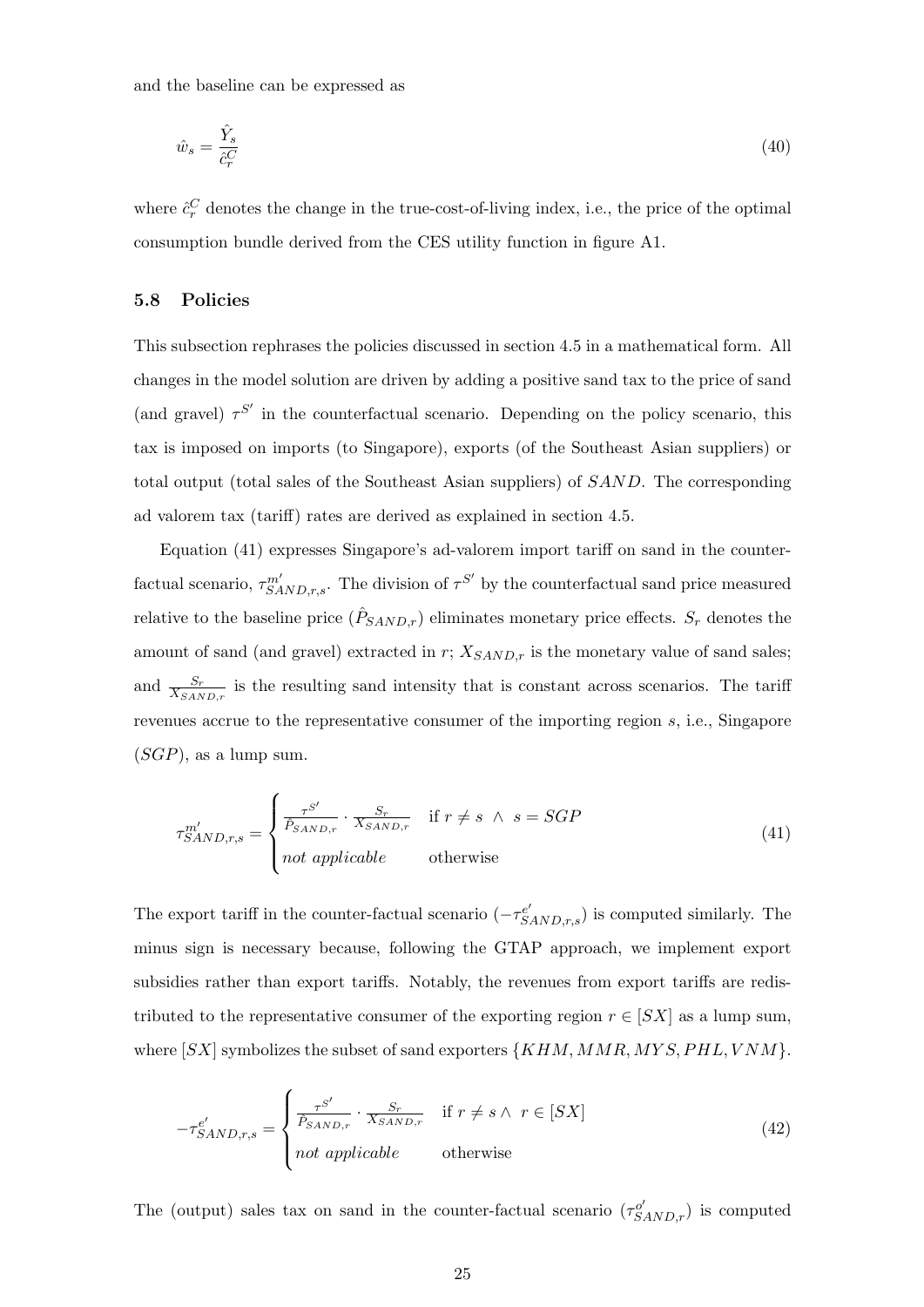and the baseline can be expressed as

$$\hat{w}_s = \frac{\hat{Y}_s}{\hat{c}_r^C} \tag{40}$$

where $\hat{c}_r^C$ denotes the change in the true-cost-of-living index, i.e., the price of the optimal consumption bundle derived from the CES utility function in figure A1.

### 5.8 Policies

This subsection rephrases the policies discussed in section 4.5 in a mathematical form. All changes in the model solution are driven by adding a positive sand tax to the price of sand (and gravel) $\tau^{S'}$ in the counterfactual scenario. Depending on the policy scenario, this tax is imposed on imports (to Singapore), exports (of the Southeast Asian suppliers) or total output (total sales of the Southeast Asian suppliers) of $SAND$. The corresponding ad valorem tax (tariff) rates are derived as explained in section 4.5.

Equation (41) expresses Singapore's ad-valorem import tariff on sand in the counterfactual scenario, $\tau^{m'}_{SAND,r,s}$. The division of $\tau^{S'}$ by the counterfactual sand price measured relative to the baseline price ($\hat{P}_{SAND,r}$) eliminates monetary price effects. $S_r$ denotes the amount of sand (and gravel) extracted in $r$; $X_{SAND,r}$ is the monetary value of sand sales; and $\frac{S_r}{X_{SAND,r}}$ is the resulting sand intensity that is constant across scenarios. The tariff revenues accrue to the representative consumer of the importing region $s$, i.e., Singapore ($SGP$), as a lump sum.

$$\tau^{m'}_{SAND,r,s} = \begin{cases} \frac{\tau^{S'}}{\hat{P}_{SAND,r}} \cdot \frac{S_r}{X_{SAND,r}} & \text{if } r \neq s \ \wedge \ s = SGP \\ \textit{not applicable} & \text{otherwise} \end{cases} \tag{41}$$

The export tariff in the counter-factual scenario ($-\tau^{e'}_{SAND,r,s}$) is computed similarly. The minus sign is necessary because, following the GTAP approach, we implement export subsidies rather than export tariffs. Notably, the revenues from export tariffs are redistributed to the representative consumer of the exporting region $r \in [SX]$ as a lump sum, where $[SX]$ symbolizes the subset of sand exporters $\{KHM, MMR, MYS, PHL, VNM\}$.

$$-\tau^{e'}_{SAND,r,s} = \begin{cases} \frac{\tau^{S'}}{\hat{P}_{SAND,r}} \cdot \frac{S_r}{X_{SAND,r}} & \text{if } r \neq s \wedge \ r \in [SX] \\ \textit{not applicable} & \text{otherwise} \end{cases} \tag{42}$$

The (output) sales tax on sand in the counter-factual scenario ($\tau^{o'}_{SAND,r}$) is computed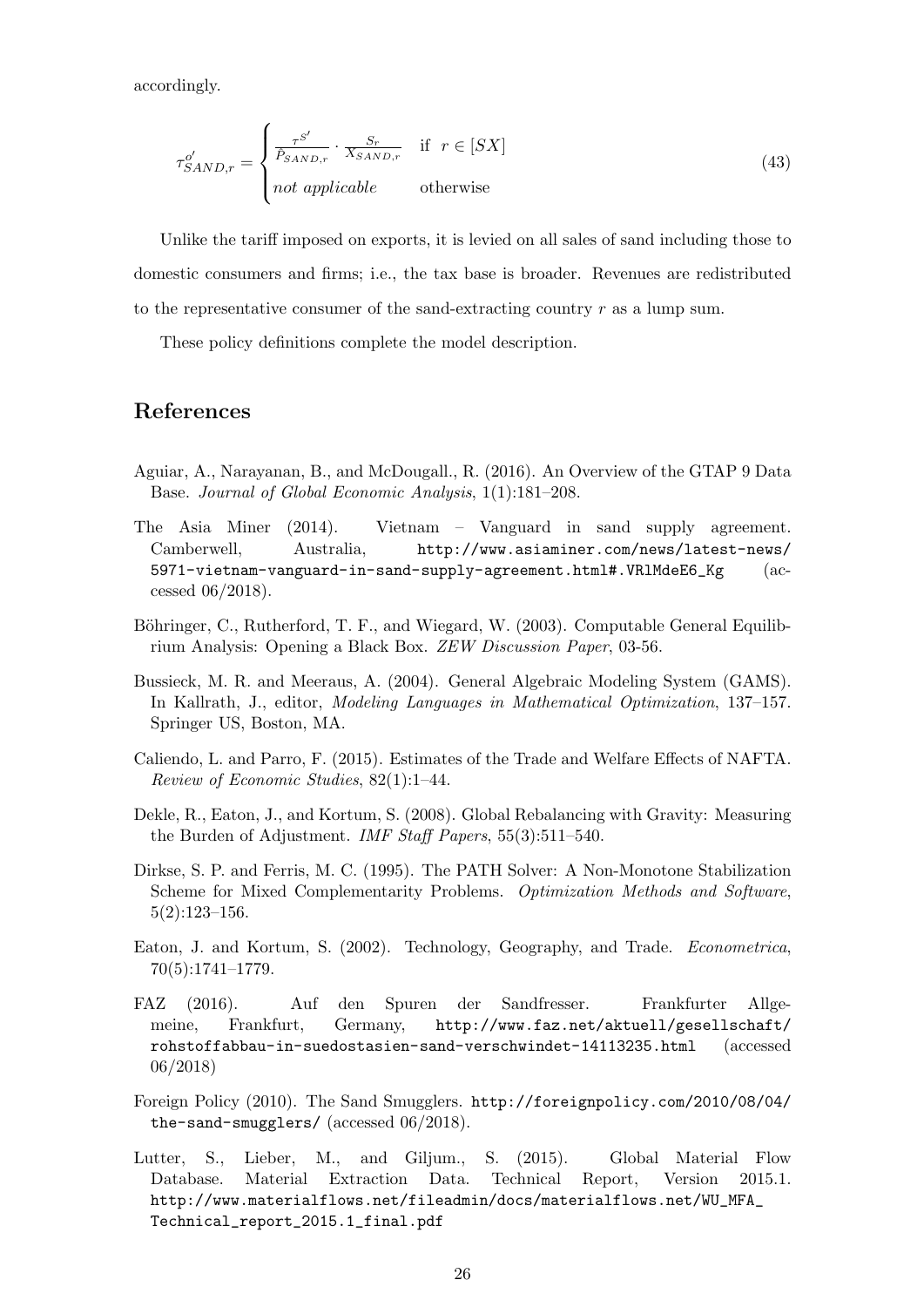accordingly.

$$
\tau^{o'}_{SAND,r} = \begin{cases} \frac{\tau^{S'}}{\bar{P}_{SAND,r}} \cdot \frac{S_r}{\bar{X}_{SAND,r}} & \text{if } r \in [SX] \\ \textit{not applicable} & \text{otherwise} \end{cases} \tag{43}
$$

Unlike the tariff imposed on exports, it is levied on all sales of sand including those to domestic consumers and firms; i.e., the tax base is broader. Revenues are redistributed to the representative consumer of the sand-extracting country $r$ as a lump sum.

These policy definitions complete the model description.

## References

Aguiar, A., Narayanan, B., and McDougall., R. (2016). An Overview of the GTAP 9 Data Base. *Journal of Global Economic Analysis*, 1(1):181–208.

The Asia Miner (2014). Vietnam – Vanguard in sand supply agreement. Camberwell, Australia, http://www.asiaminer.com/news/latest-news/5971-vietnam-vanguard-in-sand-supply-agreement.html#.VRlMdeE6_Kg (accessed 06/2018).

Böhringer, C., Rutherford, T. F., and Wiegard, W. (2003). Computable General Equilibrium Analysis: Opening a Black Box. *ZEW Discussion Paper*, 03-56.

Bussieck, M. R. and Meeraus, A. (2004). General Algebraic Modeling System (GAMS). In Kallrath, J., editor, *Modeling Languages in Mathematical Optimization*, 137–157. Springer US, Boston, MA.

Caliendo, L. and Parro, F. (2015). Estimates of the Trade and Welfare Effects of NAFTA. *Review of Economic Studies*, 82(1):1–44.

Dekle, R., Eaton, J., and Kortum, S. (2008). Global Rebalancing with Gravity: Measuring the Burden of Adjustment. *IMF Staff Papers*, 55(3):511–540.

Dirkse, S. P. and Ferris, M. C. (1995). The PATH Solver: A Non-Monotone Stabilization Scheme for Mixed Complementarity Problems. *Optimization Methods and Software*, 5(2):123–156.

Eaton, J. and Kortum, S. (2002). Technology, Geography, and Trade. *Econometrica*, 70(5):1741–1779.

FAZ (2016). Auf den Spuren der Sandfresser. Frankfurter Allgemeine, Frankfurt, Germany, http://www.faz.net/aktuell/gesellschaft/rohstoffabbau-in-suedostasien-sand-verschwindet-14113235.html (accessed 06/2018)

Foreign Policy (2010). The Sand Smugglers. http://foreignpolicy.com/2010/08/04/the-sand-smugglers/ (accessed 06/2018).

Lutter, S., Lieber, M., and Giljum., S. (2015). Global Material Flow Database. Material Extraction Data. Technical Report, Version 2015.1. http://www.materialflows.net/fileadmin/docs/materialflows.net/WU_MFA_Technical_report_2015.1_final.pdf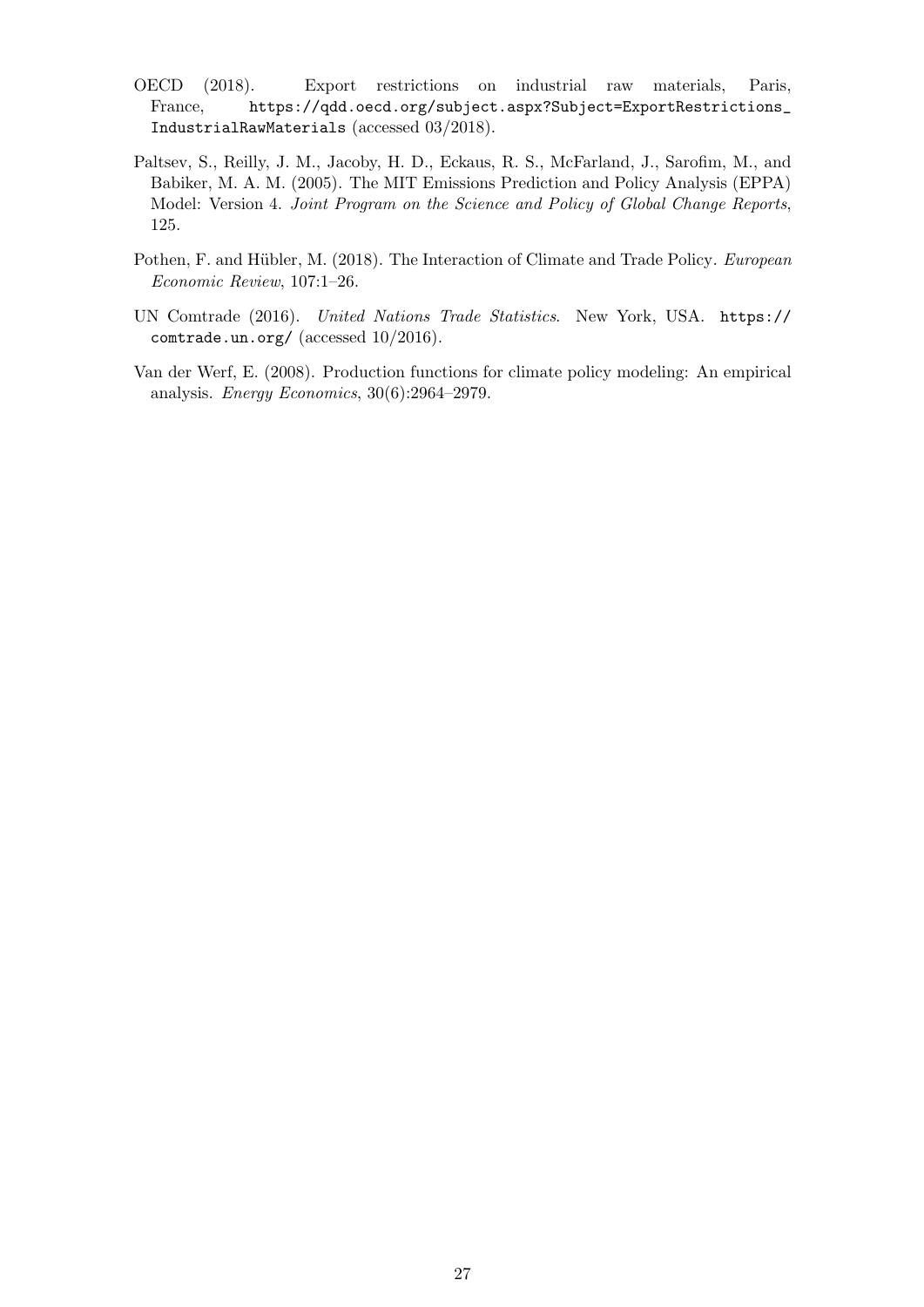OECD (2018). Export restrictions on industrial raw materials, Paris, France, https://qdd.oecd.org/subject.aspx?Subject=ExportRestrictions_IndustrialRawMaterials (accessed 03/2018).

Paltsev, S., Reilly, J. M., Jacoby, H. D., Eckaus, R. S., McFarland, J., Sarofim, M., and Babiker, M. A. M. (2005). The MIT Emissions Prediction and Policy Analysis (EPPA) Model: Version 4. *Joint Program on the Science and Policy of Global Change Reports*, 125.

Pothen, F. and Hübler, M. (2018). The Interaction of Climate and Trade Policy. *European Economic Review*, 107:1–26.

UN Comtrade (2016). *United Nations Trade Statistics*. New York, USA. https://comtrade.un.org/ (accessed 10/2016).

Van der Werf, E. (2008). Production functions for climate policy modeling: An empirical analysis. *Energy Economics*, 30(6):2964–2979.